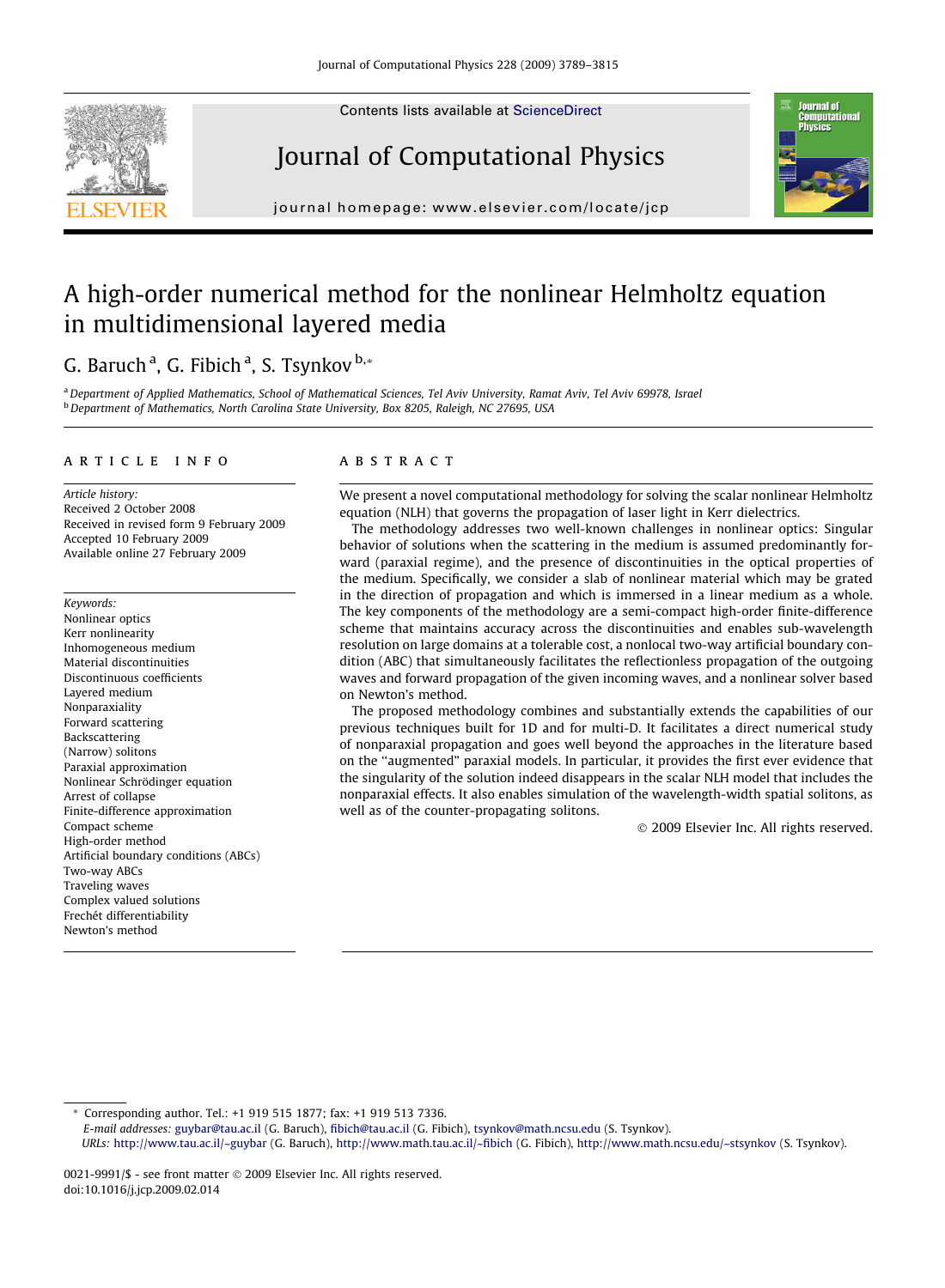# A high-order numerical method for the nonlinear Helmholtz equation in multidimensional layered media

G. Baruch [a], G. Fibich [a], S. Tsynkov [b,*]

[a] Department of Applied Mathematics, School of Mathematical Sciences, Tel Aviv University, Ramat Aviv, Tel Aviv 69978, Israel
[b] Department of Mathematics, North Carolina State University, Box 8205, Raleigh, NC 27695, USA

## ARTICLE INFO

*Article history:*
Received 2 October 2008
Received in revised form 9 February 2009
Accepted 10 February 2009
Available online 27 February 2009

*Keywords:*
Nonlinear optics
Kerr nonlinearity
Inhomogeneous medium
Material discontinuities
Discontinuous coefficients
Layered medium
Nonparaxiality
Forward scattering
Backscattering
(Narrow) solitons
Paraxial approximation
Nonlinear Schrödinger equation
Arrest of collapse
Finite-difference approximation
Compact scheme
High-order method
Artificial boundary conditions (ABCs)
Two-way ABCs
Traveling waves
Complex valued solutions
Frechét differentiability
Newton's method

## ABSTRACT

We present a novel computational methodology for solving the scalar nonlinear Helmholtz equation (NLH) that governs the propagation of laser light in Kerr dielectrics.

The methodology addresses two well-known challenges in nonlinear optics: Singular behavior of solutions when the scattering in the medium is assumed predominantly forward (paraxial regime), and the presence of discontinuities in the optical properties of the medium. Specifically, we consider a slab of nonlinear material which may be grated in the direction of propagation and which is immersed in a linear medium as a whole. The key components of the methodology are a semi-compact high-order finite-difference scheme that maintains accuracy across the discontinuities and enables sub-wavelength resolution on large domains at a tolerable cost, a nonlocal two-way artificial boundary condition (ABC) that simultaneously facilitates the reflectionless propagation of the outgoing waves and forward propagation of the given incoming waves, and a nonlinear solver based on Newton's method.

The proposed methodology combines and substantially extends the capabilities of our previous techniques built for 1D and for multi-D. It facilitates a direct numerical study of nonparaxial propagation and goes well beyond the approaches in the literature based on the "augmented" paraxial models. In particular, it provides the first ever evidence that the singularity of the solution indeed disappears in the scalar NLH model that includes the nonparaxial effects. It also enables simulation of the wavelength-width spatial solitons, as well as of the counter-propagating solitons.

© 2009 Elsevier Inc. All rights reserved.

---

* Corresponding author. Tel.: +1 919 515 1877; fax: +1 919 513 7336.
*E-mail addresses:* guybar@tau.ac.il (G. Baruch), fibich@tau.ac.il (G. Fibich), tsynkov@math.ncsu.edu (S. Tsynkov).
*URLs:* http://www.tau.ac.il/~guybar (G. Baruch), http://www.math.tau.ac.il/~fibich (G. Fibich), http://www.math.ncsu.edu/~stsynkov (S. Tsynkov).

0021-9991/$ - see front matter © 2009 Elsevier Inc. All rights reserved.
doi:10.1016/j.jcp.2009.02.014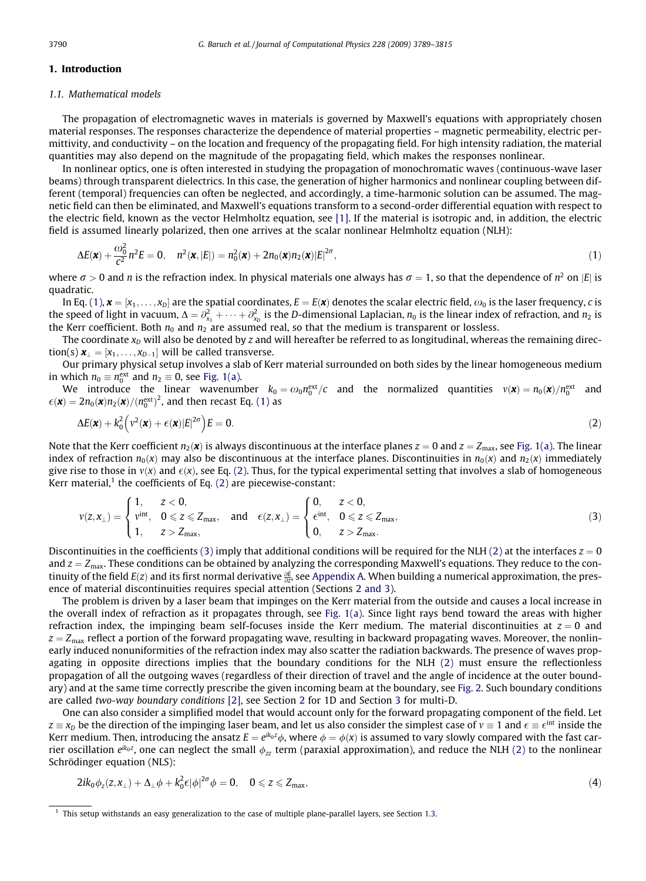## 1. Introduction

### 1.1. Mathematical models

The propagation of electromagnetic waves in materials is governed by Maxwell's equations with appropriately chosen material responses. The responses characterize the dependence of material properties – magnetic permeability, electric permittivity, and conductivity – on the location and frequency of the propagating field. For high intensity radiation, the material quantities may also depend on the magnitude of the propagating field, which makes the responses nonlinear.

In nonlinear optics, one is often interested in studying the propagation of monochromatic waves (continuous-wave laser beams) through transparent dielectrics. In this case, the generation of higher harmonics and nonlinear coupling between different (temporal) frequencies can often be neglected, and accordingly, a time-harmonic solution can be assumed. The magnetic field can then be eliminated, and Maxwell's equations transform to a second-order differential equation with respect to the electric field, known as the vector Helmholtz equation, see [1]. If the material is isotropic and, in addition, the electric field is assumed linearly polarized, then one arrives at the scalar nonlinear Helmholtz equation (NLH):

$$\Delta E(\boldsymbol{x}) + \frac{\omega_0^2}{c^2} n^2 E = 0, \quad n^2(\boldsymbol{x}, |E|) = n_0^2(\boldsymbol{x}) + 2n_0(\boldsymbol{x}) n_2(\boldsymbol{x}) |E|^{2\sigma}, \tag{1}$$

where $\sigma > 0$ and $n$ is the refraction index. In physical materials one always has $\sigma = 1$, so that the dependence of $n^2$ on $|E|$ is quadratic.

In Eq. (1), $\boldsymbol{x} = [x_1, \ldots, x_D]$ are the spatial coordinates, $E = E(\boldsymbol{x})$ denotes the scalar electric field, $\omega_0$ is the laser frequency, $c$ is the speed of light in vacuum, $\Delta = \partial_{x_1}^2 + \cdots + \partial_{x_D}^2$ is the $D$-dimensional Laplacian, $n_0$ is the linear index of refraction, and $n_2$ is the Kerr coefficient. Both $n_0$ and $n_2$ are assumed real, so that the medium is transparent or lossless.

The coordinate $x_D$ will also be denoted by $z$ and will hereafter be referred to as longitudinal, whereas the remaining direction(s) $\boldsymbol{x}_\perp = [x_1, \ldots, x_{D-1}]$ will be called transverse.

Our primary physical setup involves a slab of Kerr material surrounded on both sides by the linear homogeneous medium in which $n_0 \equiv n_0^{\text{ext}}$ and $n_2 \equiv 0$, see Fig. 1(a).

We introduce the linear wavenumber $k_0 = \omega_0 n_0^{\text{ext}}/c$ and the normalized quantities $\nu(\boldsymbol{x}) = n_0(\boldsymbol{x})/n_0^{\text{ext}}$ and $\epsilon(\boldsymbol{x}) = 2n_0(\boldsymbol{x}) n_2(\boldsymbol{x})/(n_0^{\text{ext}})^2$, and then recast Eq. (1) as

$$\Delta E(\boldsymbol{x}) + k_0^2 \left( \nu^2(\boldsymbol{x}) + \epsilon(\boldsymbol{x}) |E|^{2\sigma} \right) E = 0. \tag{2}$$

Note that the Kerr coefficient $n_2(\boldsymbol{x})$ is always discontinuous at the interface planes $z = 0$ and $z = Z_{\max}$, see Fig. 1(a). The linear index of refraction $n_0(x)$ may also be discontinuous at the interface planes. Discontinuities in $n_0(x)$ and $n_2(x)$ immediately give rise to those in $\nu(x)$ and $\epsilon(x)$, see Eq. (2). Thus, for the typical experimental setting that involves a slab of homogeneous Kerr material,[1] the coefficients of Eq. (2) are piecewise-constant:

$$\nu(z, x_\perp) = \begin{cases} 1, & z < 0, \\ \nu^{\text{int}}, & 0 \leqslant z \leqslant Z_{\max}, \\ 1, & z > Z_{\max}, \end{cases} \quad \text{and} \quad \epsilon(z, x_\perp) = \begin{cases} 0, & z < 0, \\ \epsilon^{\text{int}}, & 0 \leqslant z \leqslant Z_{\max}, \\ 0, & z > Z_{\max}. \end{cases} \tag{3}$$

Discontinuities in the coefficients (3) imply that additional conditions will be required for the NLH (2) at the interfaces $z = 0$ and $z = Z_{\max}$. These conditions can be obtained by analyzing the corresponding Maxwell's equations. They reduce to the continuity of the field $E(z)$ and its first normal derivative $\frac{\partial E}{\partial z}$, see Appendix A. When building a numerical approximation, the presence of material discontinuities requires special attention (Sections 2 and 3).

The problem is driven by a laser beam that impinges on the Kerr material from the outside and causes a local increase in the overall index of refraction as it propagates through, see Fig. 1(a). Since light rays bend toward the areas with higher refraction index, the impinging beam self-focuses inside the Kerr medium. The material discontinuities at $z = 0$ and $z = Z_{\max}$ reflect a portion of the forward propagating wave, resulting in backward propagating waves. Moreover, the nonlinearly induced nonuniformities of the refraction index may also scatter the radiation backwards. The presence of waves propagating in opposite directions implies that the boundary conditions for the NLH (2) must ensure the reflectionless propagation of all the outgoing waves (regardless of their direction of travel and the angle of incidence at the outer boundary) and at the same time correctly prescribe the given incoming beam at the boundary, see Fig. 2. Such boundary conditions are called *two-way boundary conditions* [2], see Section 2 for 1D and Section 3 for multi-D.

One can also consider a simplified model that would account only for the forward propagating component of the field. Let $z \equiv x_D$ be the direction of the impinging laser beam, and let us also consider the simplest case of $\nu \equiv 1$ and $\epsilon \equiv \epsilon^{\text{int}}$ inside the Kerr medium. Then, introducing the ansatz $E = e^{ik_0 z}\phi$, where $\phi = \phi(x)$ is assumed to vary slowly compared with the fast carrier oscillation $e^{ik_0 z}$, one can neglect the small $\phi_{zz}$ term (paraxial approximation), and reduce the NLH (2) to the nonlinear Schrödinger equation (NLS):

$$2ik_0 \phi_z(z, x_\perp) + \Delta_\perp \phi + k_0^2 \epsilon |\phi|^{2\sigma} \phi = 0, \quad 0 \leqslant z \leqslant Z_{\max}, \tag{4}$$

[1] This setup withstands an easy generalization to the case of multiple plane-parallel layers, see Section 1.3.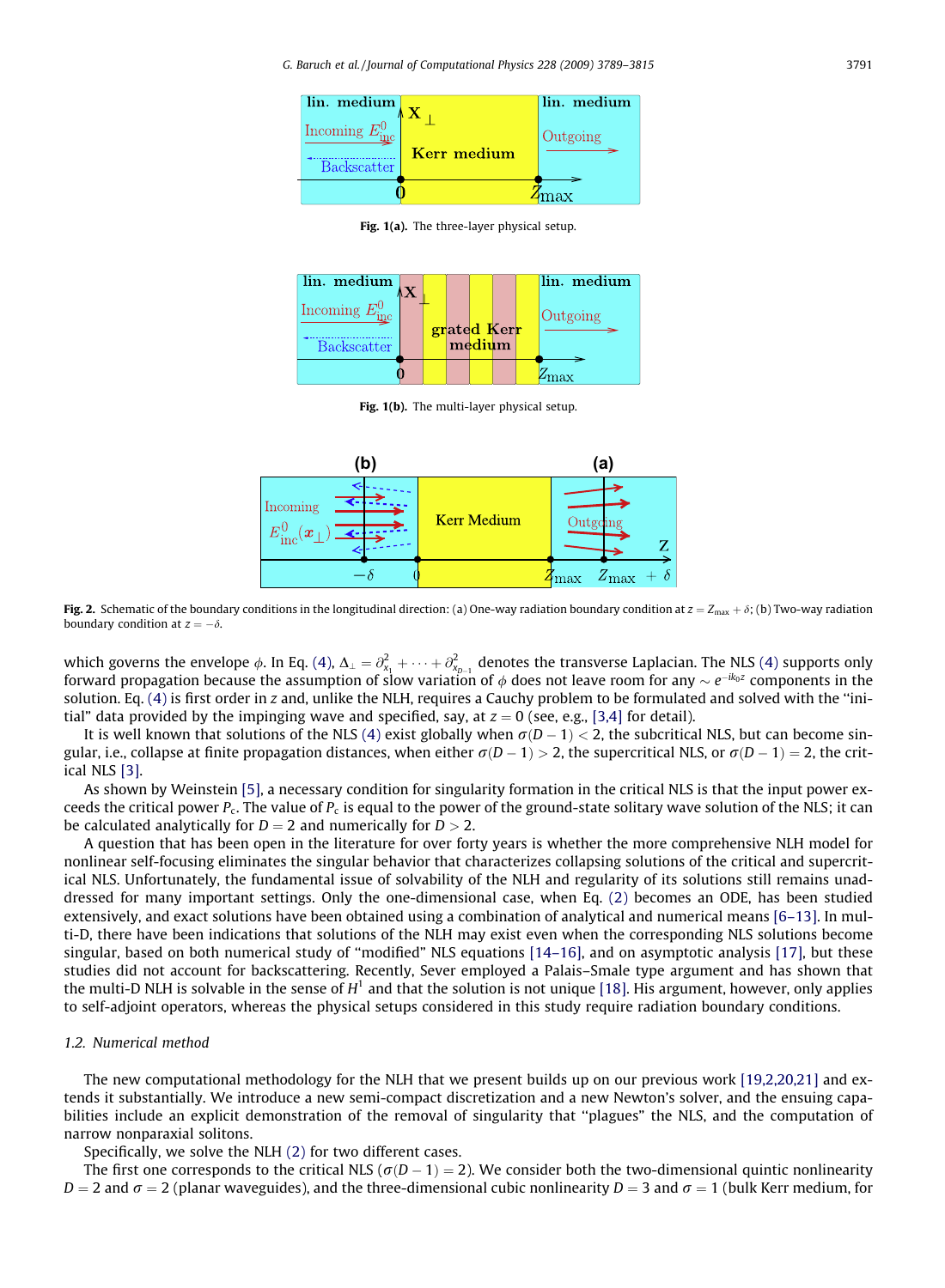Fig. 1(a). The three-layer physical setup.

Fig. 1(b). The multi-layer physical setup.

Fig. 2. Schematic of the boundary conditions in the longitudinal direction: (a) One-way radiation boundary condition at $z = Z_{max} + \delta$; (b) Two-way radiation boundary condition at $z = -\delta$.

which governs the envelope $\phi$. In Eq. (4), $\Delta_\perp = \partial^2_{x_1} + \cdots + \partial^2_{x_{D-1}}$ denotes the transverse Laplacian. The NLS (4) supports only forward propagation because the assumption of slow variation of $\phi$ does not leave room for any $\sim e^{-ik_0 z}$ components in the solution. Eq. (4) is first order in $z$ and, unlike the NLH, requires a Cauchy problem to be formulated and solved with the "initial" data provided by the impinging wave and specified, say, at $z = 0$ (see, e.g., [3,4] for detail).

It is well known that solutions of the NLS (4) exist globally when $\sigma(D-1) < 2$, the subcritical NLS, but can become singular, i.e., collapse at finite propagation distances, when either $\sigma(D-1) > 2$, the supercritical NLS, or $\sigma(D-1) = 2$, the critical NLS [3].

As shown by Weinstein [5], a necessary condition for singularity formation in the critical NLS is that the input power exceeds the critical power $P_c$. The value of $P_c$ is equal to the power of the ground-state solitary wave solution of the NLS; it can be calculated analytically for $D = 2$ and numerically for $D > 2$.

A question that has been open in the literature for over forty years is whether the more comprehensive NLH model for nonlinear self-focusing eliminates the singular behavior that characterizes collapsing solutions of the critical and supercritical NLS. Unfortunately, the fundamental issue of solvability of the NLH and regularity of its solutions still remains unaddressed for many important settings. Only the one-dimensional case, when Eq. (2) becomes an ODE, has been studied extensively, and exact solutions have been obtained using a combination of analytical and numerical means [6–13]. In multi-D, there have been indications that solutions of the NLH may exist even when the corresponding NLS solutions become singular, based on both numerical study of "modified" NLS equations [14–16], and on asymptotic analysis [17], but these studies did not account for backscattering. Recently, Sever employed a Palais–Smale type argument and has shown that the multi-D NLH is solvable in the sense of $H^1$ and that the solution is not unique [18]. His argument, however, only applies to self-adjoint operators, whereas the physical setups considered in this study require radiation boundary conditions.

### 1.2. Numerical method

The new computational methodology for the NLH that we present builds up on our previous work [19,2,20,21] and extends it substantially. We introduce a new semi-compact discretization and a new Newton's solver, and the ensuing capabilities include an explicit demonstration of the removal of singularity that "plagues" the NLS, and the computation of narrow nonparaxial solitons.

Specifically, we solve the NLH (2) for two different cases.

The first one corresponds to the critical NLS ($\sigma(D-1) = 2$). We consider both the two-dimensional quintic nonlinearity $D = 2$ and $\sigma = 2$ (planar waveguides), and the three-dimensional cubic nonlinearity $D = 3$ and $\sigma = 1$ (bulk Kerr medium, for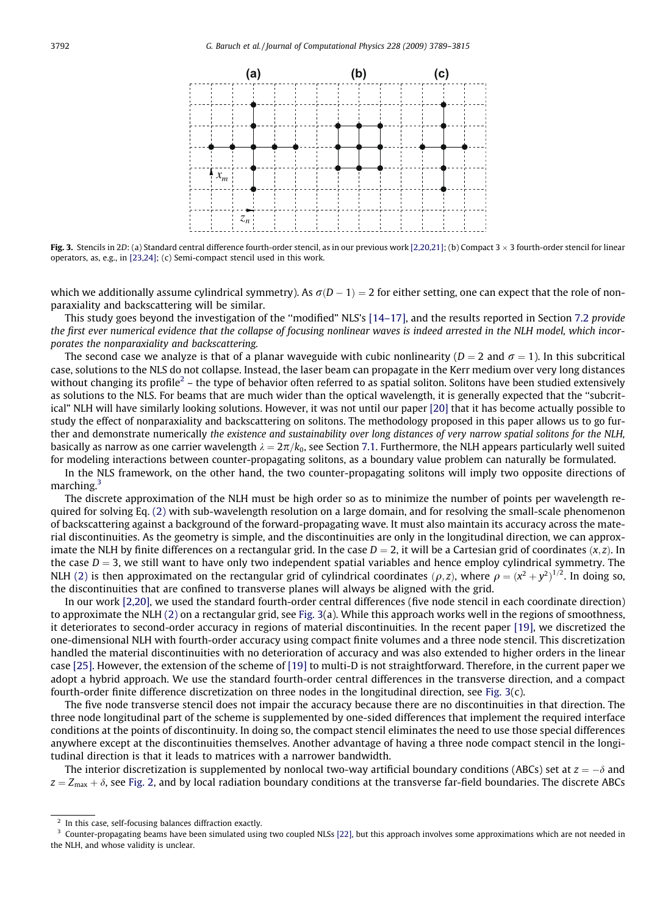**Fig. 3.** Stencils in 2*D*: (a) Standard central difference fourth-order stencil, as in our previous work [2,20,21]; (b) Compact 3 × 3 fourth-order stencil for linear operators, as, e.g., in [23,24]; (c) Semi-compact stencil used in this work.

which we additionally assume cylindrical symmetry). As $\sigma(D-1) = 2$ for either setting, one can expect that the role of nonparaxiality and backscattering will be similar.

This study goes beyond the investigation of the "modified" NLS's [14–17], and the results reported in Section 7.2 *provide the first ever numerical evidence that the collapse of focusing nonlinear waves is indeed arrested in the NLH model, which incorporates the nonparaxiality and backscattering.*

The second case we analyze is that of a planar waveguide with cubic nonlinearity ($D = 2$ and $\sigma = 1$). In this subcritical case, solutions to the NLS do not collapse. Instead, the laser beam can propagate in the Kerr medium over very long distances without changing its profile[2] – the type of behavior often referred to as spatial soliton. Solitons have been studied extensively as solutions to the NLS. For beams that are much wider than the optical wavelength, it is generally expected that the "subcritical" NLH will have similarly looking solutions. However, it was not until our paper [20] that it has become actually possible to study the effect of nonparaxiality and backscattering on solitons. The methodology proposed in this paper allows us to go further and demonstrate numerically *the existence and sustainability over long distances of very narrow spatial solitons for the NLH,* basically as narrow as one carrier wavelength $\lambda = 2\pi/k_0$, see Section 7.1. Furthermore, the NLH appears particularly well suited for modeling interactions between counter-propagating solitons, as a boundary value problem can naturally be formulated.

In the NLS framework, on the other hand, the two counter-propagating solitons will imply two opposite directions of marching.[3]

The discrete approximation of the NLH must be high order so as to minimize the number of points per wavelength required for solving Eq. (2) with sub-wavelength resolution on a large domain, and for resolving the small-scale phenomenon of backscattering against a background of the forward-propagating wave. It must also maintain its accuracy across the material discontinuities. As the geometry is simple, and the discontinuities are only in the longitudinal direction, we can approximate the NLH by finite differences on a rectangular grid. In the case $D = 2$, it will be a Cartesian grid of coordinates $(x, z)$. In the case $D = 3$, we still want to have only two independent spatial variables and hence employ cylindrical symmetry. The NLH (2) is then approximated on the rectangular grid of cylindrical coordinates $(\rho, z)$, where $\rho = (x^2 + y^2)^{1/2}$. In doing so, the discontinuities that are confined to transverse planes will always be aligned with the grid.

In our work [2,20], we used the standard fourth-order central differences (five node stencil in each coordinate direction) to approximate the NLH (2) on a rectangular grid, see Fig. 3(a). While this approach works well in the regions of smoothness, it deteriorates to second-order accuracy in regions of material discontinuities. In the recent paper [19], we discretized the one-dimensional NLH with fourth-order accuracy using compact finite volumes and a three node stencil. This discretization handled the material discontinuities with no deterioration of accuracy and was also extended to higher orders in the linear case [25]. However, the extension of the scheme of [19] to multi-D is not straightforward. Therefore, in the current paper we adopt a hybrid approach. We use the standard fourth-order central differences in the transverse direction, and a compact fourth-order finite difference discretization on three nodes in the longitudinal direction, see Fig. 3(c).

The five node transverse stencil does not impair the accuracy because there are no discontinuities in that direction. The three node longitudinal part of the scheme is supplemented by one-sided differences that implement the required interface conditions at the points of discontinuity. In doing so, the compact stencil eliminates the need to use those special differences anywhere except at the discontinuities themselves. Another advantage of having a three node compact stencil in the longitudinal direction is that it leads to matrices with a narrower bandwidth.

The interior discretization is supplemented by nonlocal two-way artificial boundary conditions (ABCs) set at $z = -\delta$ and $z = Z_{\max} + \delta$, see Fig. 2, and by local radiation boundary conditions at the transverse far-field boundaries. The discrete ABCs

[2] In this case, self-focusing balances diffraction exactly.

[3] Counter-propagating beams have been simulated using two coupled NLSs [22], but this approach involves some approximations which are not needed in the NLH, and whose validity is unclear.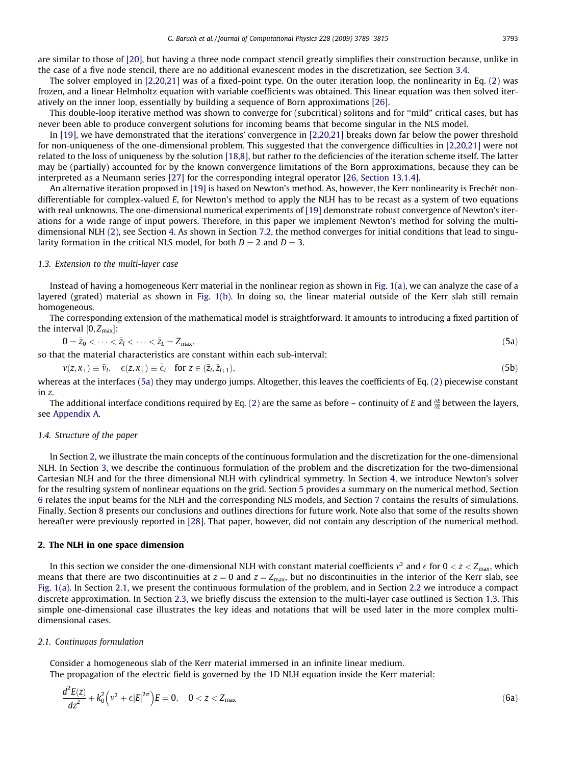are similar to those of [20], but having a three node compact stencil greatly simplifies their construction because, unlike in the case of a five node stencil, there are no additional evanescent modes in the discretization, see Section 3.4.

The solver employed in [2,20,21] was of a fixed-point type. On the outer iteration loop, the nonlinearity in Eq. (2) was frozen, and a linear Helmholtz equation with variable coefficients was obtained. This linear equation was then solved iteratively on the inner loop, essentially by building a sequence of Born approximations [26].

This double-loop iterative method was shown to converge for (subcritical) solitons and for "mild" critical cases, but has never been able to produce convergent solutions for incoming beams that become singular in the NLS model.

In [19], we have demonstrated that the iterations' convergence in [2,20,21] breaks down far below the power threshold for non-uniqueness of the one-dimensional problem. This suggested that the convergence difficulties in [2,20,21] were not related to the loss of uniqueness by the solution [18,8], but rather to the deficiencies of the iteration scheme itself. The latter may be (partially) accounted for by the known convergence limitations of the Born approximations, because they can be interpreted as a Neumann series [27] for the corresponding integral operator [26, Section 13.1.4].

An alternative iteration proposed in [19] is based on Newton's method. As, however, the Kerr nonlinearity is Fréchet non-differentiable for complex-valued $E$, for Newton's method to apply the NLH has to be recast as a system of two equations with real unknowns. The one-dimensional numerical experiments of [19] demonstrate robust convergence of Newton's iterations for a wide range of input powers. Therefore, in this paper we implement Newton's method for solving the multi-dimensional NLH (2), see Section 4. As shown in Section 7.2, the method converges for initial conditions that lead to singularity formation in the critical NLS model, for both $D = 2$ and $D = 3$.

### 1.3. Extension to the multi-layer case

Instead of having a homogeneous Kerr material in the nonlinear region as shown in Fig. 1(a), we can analyze the case of a layered (grated) material as shown in Fig. 1(b). In doing so, the linear material outside of the Kerr slab still remain homogeneous.

The corresponding extension of the mathematical model is straightforward. It amounts to introducing a fixed partition of the interval $[0, Z_{\max}]$:

$$0 = \tilde{z}_0 < \cdots < \tilde{z}_l < \cdots < \tilde{z}_L = Z_{\max}, \tag{5a}$$

so that the material characteristics are constant within each sub-interval:

$$\nu(z, x_\perp) \equiv \tilde{\nu}_l, \quad \epsilon(z, x_\perp) \equiv \tilde{\epsilon}_l \quad \text{for } z \in (\tilde{z}_l, \tilde{z}_{l+1}), \tag{5b}$$

whereas at the interfaces (5a) they may undergo jumps. Altogether, this leaves the coefficients of Eq. (2) piecewise constant in $z$.

The additional interface conditions required by Eq. (2) are the same as before – continuity of $E$ and $\frac{\partial E}{\partial z}$ between the layers, see Appendix A.

### 1.4. Structure of the paper

In Section 2, we illustrate the main concepts of the continuous formulation and the discretization for the one-dimensional NLH. In Section 3, we describe the continuous formulation of the problem and the discretization for the two-dimensional Cartesian NLH and for the three dimensional NLH with cylindrical symmetry. In Section 4, we introduce Newton's solver for the resulting system of nonlinear equations on the grid. Section 5 provides a summary on the numerical method, Section 6 relates the input beams for the NLH and the corresponding NLS models, and Section 7 contains the results of simulations. Finally, Section 8 presents our conclusions and outlines directions for future work. Note also that some of the results shown hereafter were previously reported in [28]. That paper, however, did not contain any description of the numerical method.

## 2. The NLH in one space dimension

In this section we consider the one-dimensional NLH with constant material coefficients $\nu^2$ and $\epsilon$ for $0 < z < Z_{\max}$, which means that there are two discontinuities at $z = 0$ and $z = Z_{\max}$, but no discontinuities in the interior of the Kerr slab, see Fig. 1(a). In Section 2.1, we present the continuous formulation of the problem, and in Section 2.2 we introduce a compact discrete approximation. In Section 2.3, we briefly discuss the extension to the multi-layer case outlined is Section 1.3. This simple one-dimensional case illustrates the key ideas and notations that will be used later in the more complex multi-dimensional cases.

### 2.1. Continuous formulation

Consider a homogeneous slab of the Kerr material immersed in an infinite linear medium.

The propagation of the electric field is governed by the 1D NLH equation inside the Kerr material:

$$\frac{d^2E(z)}{dz^2} + k_0^2\left(\nu^2 + \epsilon|E|^{2\sigma}\right)E = 0, \quad 0 < z < Z_{\max} \tag{6a}$$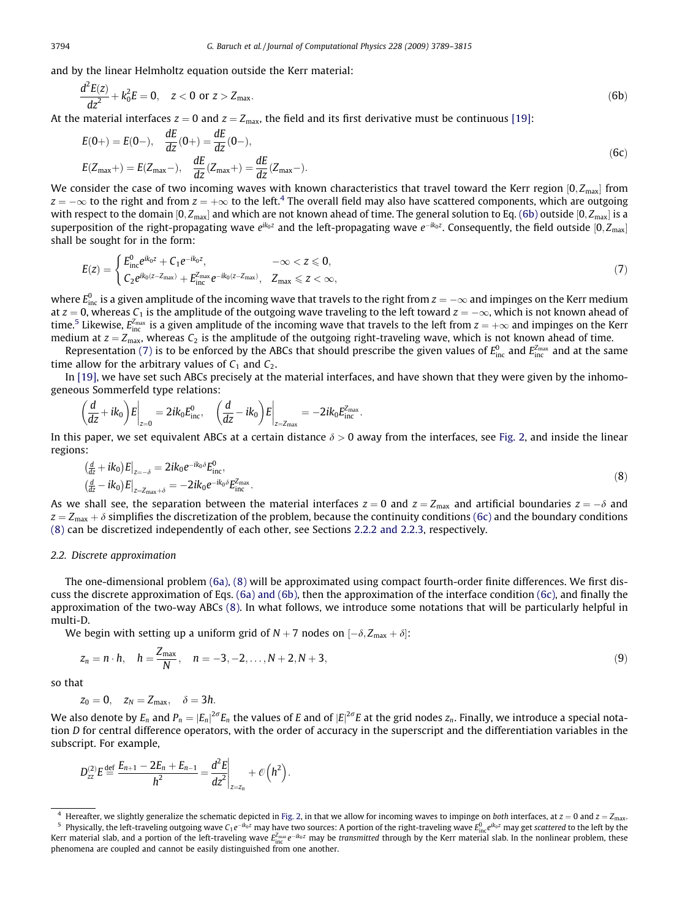and by the linear Helmholtz equation outside the Kerr material:

$$\frac{d^2E(z)}{dz^2} + k_0^2 E = 0, \quad z < 0 \text{ or } z > Z_{\max}. \tag{6b}$$

At the material interfaces $z = 0$ and $z = Z_{\max}$, the field and its first derivative must be continuous [19]:

$$\begin{aligned} &E(0+) = E(0-), \quad \frac{dE}{dz}(0+) = \frac{dE}{dz}(0-), \\ &E(Z_{\max}+) = E(Z_{\max}-), \quad \frac{dE}{dz}(Z_{\max}+) = \frac{dE}{dz}(Z_{\max}-). \end{aligned} \tag{6c}$$

We consider the case of two incoming waves with known characteristics that travel toward the Kerr region $[0, Z_{\max}]$ from $z = -\infty$ to the right and from $z = +\infty$ to the left.[4] The overall field may also have scattered components, which are outgoing with respect to the domain $[0, Z_{\max}]$ and which are not known ahead of time. The general solution to Eq. (6b) outside $[0, Z_{\max}]$ is a superposition of the right-propagating wave $e^{ik_0z}$ and the left-propagating wave $e^{-ik_0z}$. Consequently, the field outside $[0, Z_{\max}]$ shall be sought for in the form:

$$E(z) = \begin{cases} E_{\text{inc}}^0 e^{ik_0z} + C_1 e^{-ik_0z}, & -\infty < z \leqslant 0, \\ C_2 e^{ik_0(z - Z_{\max})} + E_{\text{inc}}^{Z_{\max}} e^{-ik_0(z - Z_{\max})}, & Z_{\max} \leqslant z < \infty, \end{cases} \tag{7}$$

where $E_{\text{inc}}^0$ is a given amplitude of the incoming wave that travels to the right from $z = -\infty$ and impinges on the Kerr medium at $z = 0$, whereas $C_1$ is the amplitude of the outgoing wave traveling to the left toward $z = -\infty$, which is not known ahead of time.[5] Likewise, $E_{\text{inc}}^{Z_{\max}}$ is a given amplitude of the incoming wave that travels to the left from $z = +\infty$ and impinges on the Kerr medium at $z = Z_{\max}$, whereas $C_2$ is the amplitude of the outgoing right-traveling wave, which is not known ahead of time.

Representation (7) is to be enforced by the ABCs that should prescribe the given values of $E_{\text{inc}}^0$ and $E_{\text{inc}}^{Z_{\max}}$ and at the same time allow for the arbitrary values of $C_1$ and $C_2$.

In [19], we have set such ABCs precisely at the material interfaces, and have shown that they were given by the inhomogeneous Sommerfeld type relations:

$$\left(\frac{d}{dz} + ik_0\right)E\bigg|_{z=0} = 2ik_0 E_{\text{inc}}^0, \quad \left(\frac{d}{dz} - ik_0\right)E\bigg|_{z=Z_{\max}} = -2ik_0 E_{\text{inc}}^{Z_{\max}}.$$

In this paper, we set equivalent ABCs at a certain distance $\delta > 0$ away from the interfaces, see Fig. 2, and inside the linear regions:

$$\begin{aligned} &\left(\tfrac{d}{dz} + ik_0\right)E\big|_{z=-\delta} = 2ik_0 e^{-ik_0\delta} E_{\text{inc}}^0, \\ &\left(\tfrac{d}{dz} - ik_0\right)E\big|_{z=Z_{\max}+\delta} = -2ik_0 e^{-ik_0\delta} E_{\text{inc}}^{Z_{\max}}. \end{aligned} \tag{8}$$

As we shall see, the separation between the material interfaces $z = 0$ and $z = Z_{\max}$ and artificial boundaries $z = -\delta$ and $z = Z_{\max} + \delta$ simplifies the discretization of the problem, because the continuity conditions (6c) and the boundary conditions (8) can be discretized independently of each other, see Sections 2.2.2 and 2.2.3, respectively.

### 2.2. Discrete approximation

The one-dimensional problem (6a), (8) will be approximated using compact fourth-order finite differences. We first discuss the discrete approximation of Eqs. (6a) and (6b), then the approximation of the interface condition (6c), and finally the approximation of the two-way ABCs (8). In what follows, we introduce some notations that will be particularly helpful in multi-D.

We begin with setting up a uniform grid of $N + 7$ nodes on $[-\delta, Z_{\max} + \delta]$:

$$z_n = n \cdot h, \quad h = \frac{Z_{\max}}{N}, \quad n = -3, -2, \ldots, N + 2, N + 3, \tag{9}$$

so that

$$z_0 = 0, \quad z_N = Z_{\max}, \quad \delta = 3h.$$

We also denote by $E_n$ and $P_n = |E_n|^{2\sigma} E_n$ the values of $E$ and of $|E|^{2\sigma}E$ at the grid nodes $z_n$. Finally, we introduce a special notation $D$ for central difference operators, with the order of accuracy in the superscript and the differentiation variables in the subscript. For example,

$$D_{zz}^{(2)} E \stackrel{\text{def}}{=} \frac{E_{n+1} - 2E_n + E_{n-1}}{h^2} = \frac{d^2E}{dz^2}\bigg|_{z=z_n} + \mathcal{O}\left(h^2\right).$$

---

[4] Hereafter, we slightly generalize the schematic depicted in Fig. 2, in that we allow for incoming waves to impinge on *both* interfaces, at $z = 0$ and $z = Z_{\max}$.

[5] Physically, the left-traveling outgoing wave $C_1 e^{-ik_0z}$ may have two sources: A portion of the right-traveling wave $E_{\text{inc}}^0 e^{ik_0z}$ may get *scattered* to the left by the Kerr material slab, and a portion of the left-traveling wave $E_{\text{inc}}^{Z_{\max}} e^{-ik_0z}$ may be *transmitted* through by the Kerr material slab. In the nonlinear problem, these phenomena are coupled and cannot be easily distinguished from one another.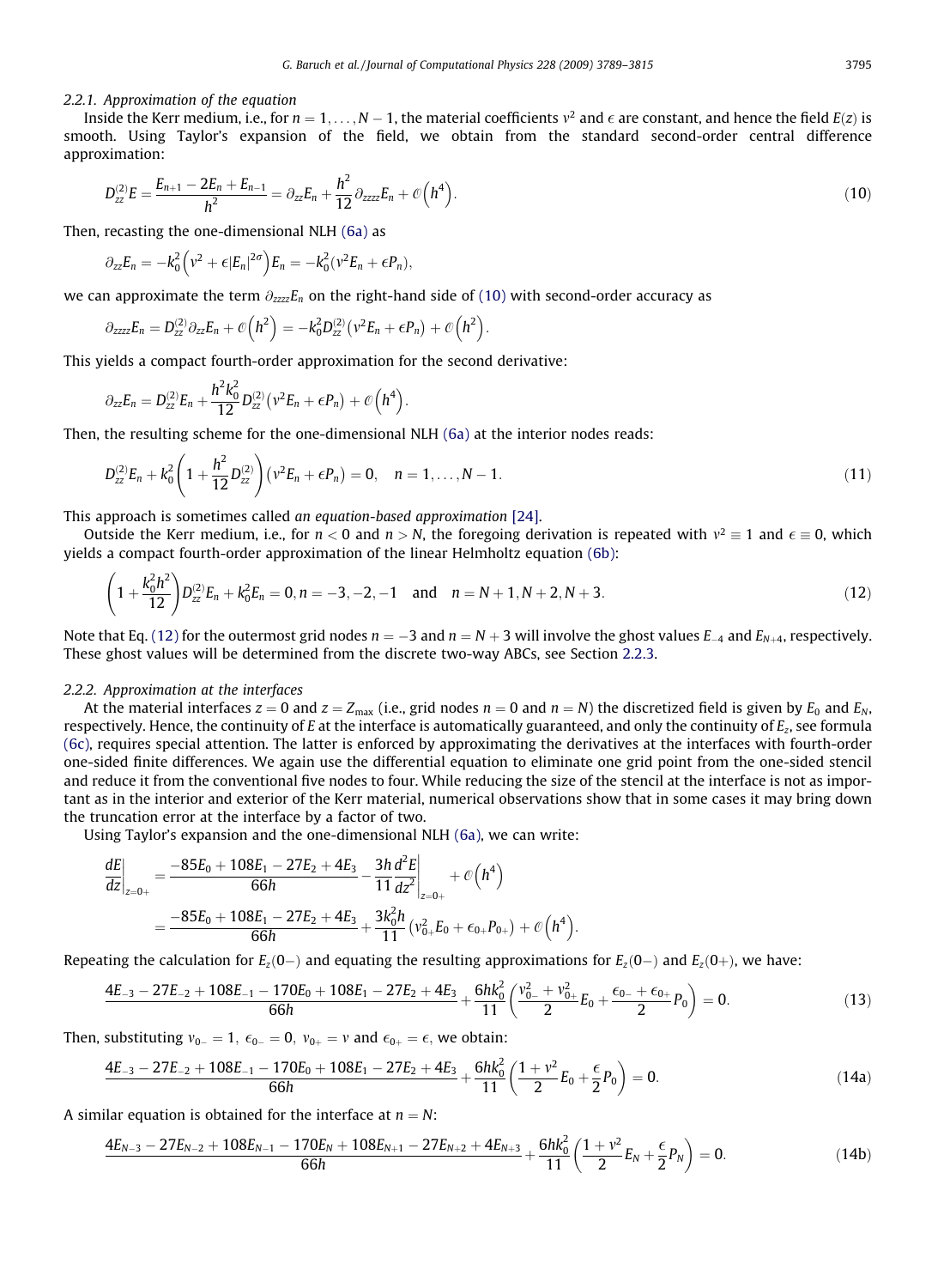#### 2.2.1. Approximation of the equation

Inside the Kerr medium, i.e., for $n = 1, \ldots, N-1$, the material coefficients $\nu^2$ and $\epsilon$ are constant, and hence the field $E(z)$ is smooth. Using Taylor's expansion of the field, we obtain from the standard second-order central difference approximation:

$$D_{zz}^{(2)}E = \frac{E_{n+1} - 2E_n + E_{n-1}}{h^2} = \partial_{zz}E_n + \frac{h^2}{12}\partial_{zzzz}E_n + \mathcal{O}\left(h^4\right). \tag{10}$$

Then, recasting the one-dimensional NLH (6a) as

$$\partial_{zz}E_n = -k_0^2\left(\nu^2 + \epsilon|E_n|^{2\sigma}\right)E_n = -k_0^2(\nu^2E_n + \epsilon P_n),$$

we can approximate the term $\partial_{zzzz}E_n$ on the right-hand side of (10) with second-order accuracy as

$$\partial_{zzzz}E_n = D_{zz}^{(2)}\partial_{zz}E_n + \mathcal{O}\left(h^2\right) = -k_0^2D_{zz}^{(2)}\left(\nu^2E_n + \epsilon P_n\right) + \mathcal{O}\left(h^2\right).$$

This yields a compact fourth-order approximation for the second derivative:

$$\partial_{zz}E_n = D_{zz}^{(2)}E_n + \frac{h^2k_0^2}{12}D_{zz}^{(2)}\left(\nu^2E_n + \epsilon P_n\right) + \mathcal{O}\left(h^4\right).$$

Then, the resulting scheme for the one-dimensional NLH (6a) at the interior nodes reads:

$$D_{zz}^{(2)}E_n + k_0^2\left(1 + \frac{h^2}{12}D_{zz}^{(2)}\right)\left(\nu^2E_n + \epsilon P_n\right) = 0, \quad n = 1, \ldots, N-1. \tag{11}$$

This approach is sometimes called *an equation-based approximation* [24].

Outside the Kerr medium, i.e., for $n < 0$ and $n > N$, the foregoing derivation is repeated with $\nu^2 \equiv 1$ and $\epsilon \equiv 0$, which yields a compact fourth-order approximation of the linear Helmholtz equation (6b):

$$\left(1 + \frac{k_0^2h^2}{12}\right)D_{zz}^{(2)}E_n + k_0^2E_n = 0, n = -3, -2, -1 \quad \text{and} \quad n = N+1, N+2, N+3. \tag{12}$$

Note that Eq. (12) for the outermost grid nodes $n = -3$ and $n = N+3$ will involve the ghost values $E_{-4}$ and $E_{N+4}$, respectively. These ghost values will be determined from the discrete two-way ABCs, see Section 2.2.3.

#### 2.2.2. Approximation at the interfaces

At the material interfaces $z = 0$ and $z = Z_{\max}$ (i.e., grid nodes $n = 0$ and $n = N$) the discretized field is given by $E_0$ and $E_N$, respectively. Hence, the continuity of $E$ at the interface is automatically guaranteed, and only the continuity of $E_z$, see formula (6c), requires special attention. The latter is enforced by approximating the derivatives at the interfaces with fourth-order one-sided finite differences. We again use the differential equation to eliminate one grid point from the one-sided stencil and reduce it from the conventional five nodes to four. While reducing the size of the stencil at the interface is not as important as in the interior and exterior of the Kerr material, numerical observations show that in some cases it may bring down the truncation error at the interface by a factor of two.

Using Taylor's expansion and the one-dimensional NLH (6a), we can write:

$$\begin{aligned}
\left.\frac{dE}{dz}\right|_{z=0+} &= \frac{-85E_0 + 108E_1 - 27E_2 + 4E_3}{66h} - \left.\frac{3h}{11}\frac{d^2E}{dz^2}\right|_{z=0+} + \mathcal{O}\left(h^4\right) \\
&= \frac{-85E_0 + 108E_1 - 27E_2 + 4E_3}{66h} + \frac{3k_0^2h}{11}\left(\nu_{0+}^2E_0 + \epsilon_{0+}P_{0+}\right) + \mathcal{O}\left(h^4\right).
\end{aligned}$$

Repeating the calculation for $E_z(0-)$ and equating the resulting approximations for $E_z(0-)$ and $E_z(0+)$, we have:

$$\frac{4E_{-3} - 27E_{-2} + 108E_{-1} - 170E_0 + 108E_1 - 27E_2 + 4E_3}{66h} + \frac{6hk_0^2}{11}\left(\frac{\nu_{0-}^2 + \nu_{0+}^2}{2}E_0 + \frac{\epsilon_{0-} + \epsilon_{0+}}{2}P_0\right) = 0. \tag{13}$$

Then, substituting $\nu_{0-} = 1,\ \epsilon_{0-} = 0,\ \nu_{0+} = \nu$ and $\epsilon_{0+} = \epsilon$, we obtain:

$$\frac{4E_{-3} - 27E_{-2} + 108E_{-1} - 170E_0 + 108E_1 - 27E_2 + 4E_3}{66h} + \frac{6hk_0^2}{11}\left(\frac{1 + \nu^2}{2}E_0 + \frac{\epsilon}{2}P_0\right) = 0. \tag{14a}$$

A similar equation is obtained for the interface at $n = N$:

$$\frac{4E_{N-3} - 27E_{N-2} + 108E_{N-1} - 170E_N + 108E_{N+1} - 27E_{N+2} + 4E_{N+3}}{66h} + \frac{6hk_0^2}{11}\left(\frac{1 + \nu^2}{2}E_N + \frac{\epsilon}{2}P_N\right) = 0. \tag{14b}$$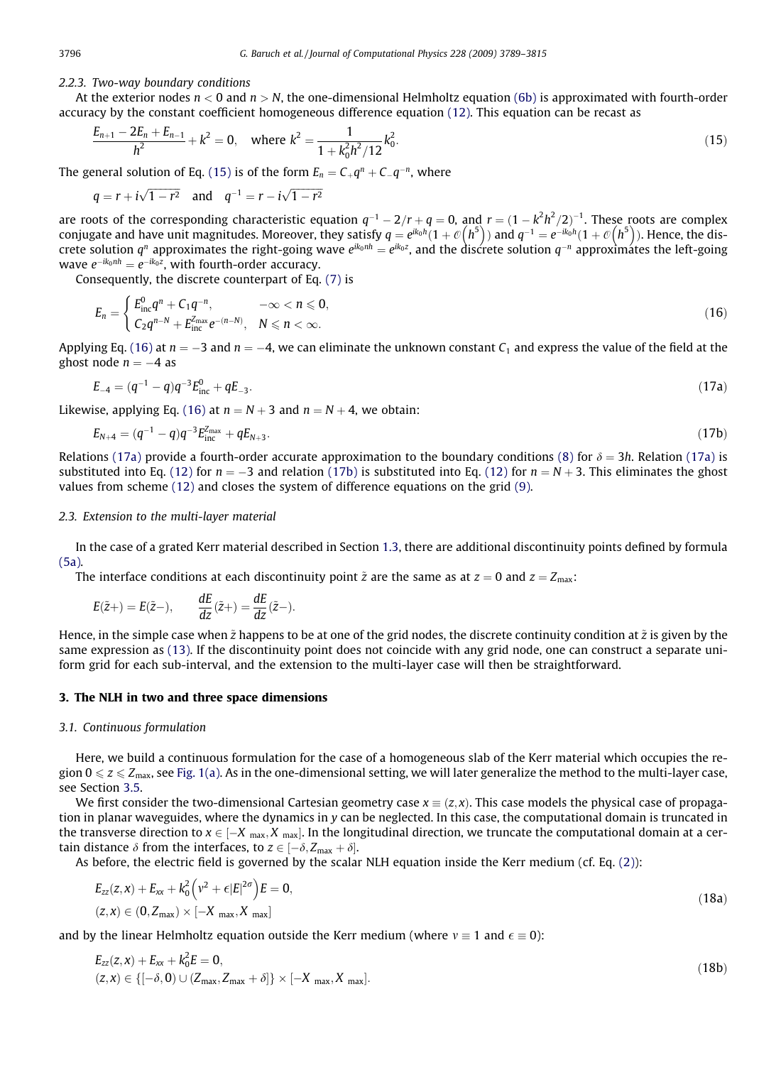### 2.2.3. Two-way boundary conditions

At the exterior nodes $n < 0$ and $n > N$, the one-dimensional Helmholtz equation (6b) is approximated with fourth-order accuracy by the constant coefficient homogeneous difference equation (12). This equation can be recast as

$$\frac{E_{n+1} - 2E_n + E_{n-1}}{h^2} + k^2 = 0, \quad \text{where } k^2 = \frac{1}{1 + k_0^2 h^2/12} k_0^2. \tag{15}$$

The general solution of Eq. (15) is of the form $E_n = C_+ q^n + C_- q^{-n}$, where

$$q = r + i\sqrt{1 - r^2} \quad \text{and} \quad q^{-1} = r - i\sqrt{1 - r^2}$$

are roots of the corresponding characteristic equation $q^{-1} - 2/r + q = 0$, and $r = (1 - k^2h^2/2)^{-1}$. These roots are complex conjugate and have unit magnitudes. Moreover, they satisfy $q = e^{ik_0 h}(1 + \mathcal{O}(h^5))$ and $q^{-1} = e^{-ik_0 h}(1 + \mathcal{O}(h^5))$. Hence, the discrete solution $q^n$ approximates the right-going wave $e^{ik_0 nh} = e^{ik_0 z}$, and the discrete solution $q^{-n}$ approximates the left-going wave $e^{-ik_0 nh} = e^{-ik_0 z}$, with fourth-order accuracy.

Consequently, the discrete counterpart of Eq. (7) is

$$E_n = \begin{cases} E_{\text{inc}}^0 q^n + C_1 q^{-n}, & -\infty < n \leqslant 0, \\ C_2 q^{n-N} + E_{\text{inc}}^{Z_{\max}} e^{-(n-N)}, & N \leqslant n < \infty. \end{cases} \tag{16}$$

Applying Eq. (16) at $n = -3$ and $n = -4$, we can eliminate the unknown constant $C_1$ and express the value of the field at the ghost node $n = -4$ as

$$E_{-4} = (q^{-1} - q)q^{-3} E_{\text{inc}}^0 + qE_{-3}. \tag{17a}$$

Likewise, applying Eq. (16) at $n = N + 3$ and $n = N + 4$, we obtain:

$$E_{N+4} = (q^{-1} - q)q^{-3} E_{\text{inc}}^{Z_{\max}} + qE_{N+3}. \tag{17b}$$

Relations (17a) provide a fourth-order accurate approximation to the boundary conditions (8) for $\delta = 3h$. Relation (17a) is substituted into Eq. (12) for $n = -3$ and relation (17b) is substituted into Eq. (12) for $n = N + 3$. This eliminates the ghost values from scheme (12) and closes the system of difference equations on the grid (9).

## 2.3. Extension to the multi-layer material

In the case of a grated Kerr material described in Section 1.3, there are additional discontinuity points defined by formula (5a).

The interface conditions at each discontinuity point $\tilde{z}$ are the same as at $z = 0$ and $z = Z_{\max}$:

$$E(\tilde{z}+) = E(\tilde{z}-), \qquad \frac{dE}{dz}(\tilde{z}+) = \frac{dE}{dz}(\tilde{z}-).$$

Hence, in the simple case when $\tilde{z}$ happens to be at one of the grid nodes, the discrete continuity condition at $\tilde{z}$ is given by the same expression as (13). If the discontinuity point does not coincide with any grid node, one can construct a separate uniform grid for each sub-interval, and the extension to the multi-layer case will then be straightforward.

# 3. The NLH in two and three space dimensions

## 3.1. Continuous formulation

Here, we build a continuous formulation for the case of a homogeneous slab of the Kerr material which occupies the region $0 \leqslant z \leqslant Z_{\max}$, see Fig. 1(a). As in the one-dimensional setting, we will later generalize the method to the multi-layer case, see Section 3.5.

We first consider the two-dimensional Cartesian geometry case $x \equiv (z, x)$. This case models the physical case of propagation in planar waveguides, where the dynamics in $y$ can be neglected. In this case, the computational domain is truncated in the transverse direction to $x \in [-X_{\max}, X_{\max}]$. In the longitudinal direction, we truncate the computational domain at a certain distance $\delta$ from the interfaces, to $z \in [-\delta, Z_{\max} + \delta]$.

As before, the electric field is governed by the scalar NLH equation inside the Kerr medium (cf. Eq. (2)):

$$\begin{aligned} &E_{zz}(z,x) + E_{xx} + k_0^2\left(v^2 + \epsilon|E|^{2\sigma}\right)E = 0, \\ &(z,x) \in (0, Z_{\max}) \times [-X_{\max}, X_{\max}] \end{aligned} \tag{18a}$$

and by the linear Helmholtz equation outside the Kerr medium (where $v \equiv 1$ and $\epsilon \equiv 0$):

$$\begin{aligned} &E_{zz}(z,x) + E_{xx} + k_0^2 E = 0, \\ &(z,x) \in \{[-\delta, 0) \cup (Z_{\max}, Z_{\max} + \delta]\} \times [-X_{\max}, X_{\max}]. \end{aligned} \tag{18b}$$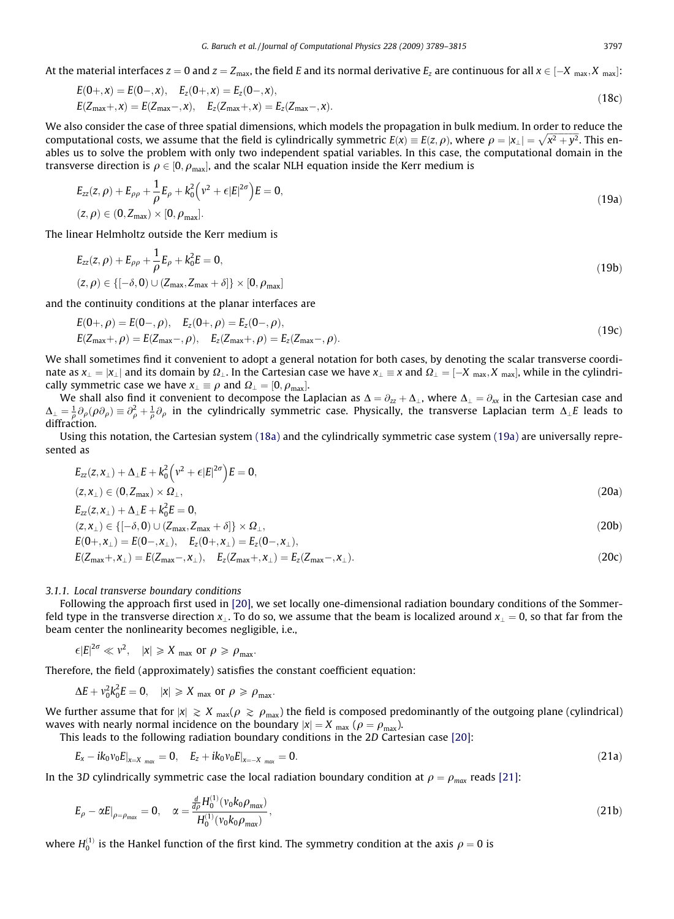At the material interfaces $z = 0$ and $z = Z_{\max}$, the field $E$ and its normal derivative $E_z$ are continuous for all $x \in [-X_{\max}, X_{\max}]$:

$$
\begin{aligned}
&E(0+, x) = E(0-, x), \quad E_z(0+, x) = E_z(0-, x), \\
&E(Z_{\max}+, x) = E(Z_{\max}-, x), \quad E_z(Z_{\max}+, x) = E_z(Z_{\max}-, x).
\end{aligned}
\tag{18c}
$$

We also consider the case of three spatial dimensions, which models the propagation in bulk medium. In order to reduce the computational costs, we assume that the field is cylindrically symmetric $E(x) \equiv E(z, \rho)$, where $\rho = |x_\perp| = \sqrt{x^2 + y^2}$. This enables us to solve the problem with only two independent spatial variables. In this case, the computational domain in the transverse direction is $\rho \in [0, \rho_{\max}]$, and the scalar NLH equation inside the Kerr medium is

$$
\begin{aligned}
&E_{zz}(z, \rho) + E_{\rho\rho} + \frac{1}{\rho} E_\rho + k_0^2 \left( v^2 + \epsilon |E|^{2\sigma} \right) E = 0, \\
&(z, \rho) \in (0, Z_{\max}) \times [0, \rho_{\max}].
\end{aligned}
\tag{19a}
$$

The linear Helmholtz outside the Kerr medium is

$$
\begin{aligned}
&E_{zz}(z, \rho) + E_{\rho\rho} + \frac{1}{\rho} E_\rho + k_0^2 E = 0, \\
&(z, \rho) \in \{[-\delta, 0) \cup (Z_{\max}, Z_{\max} + \delta]\} \times [0, \rho_{\max}]
\end{aligned}
\tag{19b}
$$

and the continuity conditions at the planar interfaces are

$$
\begin{aligned}
&E(0+, \rho) = E(0-, \rho), \quad E_z(0+, \rho) = E_z(0-, \rho), \\
&E(Z_{\max}+, \rho) = E(Z_{\max}-, \rho), \quad E_z(Z_{\max}+, \rho) = E_z(Z_{\max}-, \rho).
\end{aligned}
\tag{19c}
$$

We shall sometimes find it convenient to adopt a general notation for both cases, by denoting the scalar transverse coordinate as $x_\perp = |x_\perp|$ and its domain by $\Omega_\perp$. In the Cartesian case we have $x_\perp \equiv x$ and $\Omega_\perp = [-X_{\max}, X_{\max}]$, while in the cylindrically symmetric case we have $x_\perp \equiv \rho$ and $\Omega_\perp = [0, \rho_{\max}]$.

We shall also find it convenient to decompose the Laplacian as $\Delta = \partial_{zz} + \Delta_\perp$, where $\Delta_\perp = \partial_{xx}$ in the Cartesian case and $\Delta_\perp = \frac{1}{\rho} \partial_\rho (\rho \partial_\rho) \equiv \partial_\rho^2 + \frac{1}{\rho} \partial_\rho$ in the cylindrically symmetric case. Physically, the transverse Laplacian term $\Delta_\perp E$ leads to diffraction.

Using this notation, the Cartesian system (18a) and the cylindrically symmetric case system (19a) are universally represented as

$$
\begin{aligned}
&E_{zz}(z, x_\perp) + \Delta_\perp E + k_0^2 \left( v^2 + \epsilon |E|^{2\sigma} \right) E = 0, \\
&(z, x_\perp) \in (0, Z_{\max}) \times \Omega_\perp,
\end{aligned}
\tag{20a}
$$

$$
\begin{aligned}
&E_{zz}(z, x_\perp) + \Delta_\perp E + k_0^2 E = 0, \\
&(z, x_\perp) \in \{[-\delta, 0) \cup (Z_{\max}, Z_{\max} + \delta]\} \times \Omega_\perp,
\end{aligned}
\tag{20b}
$$

$$
\begin{aligned}
&E(0+, x_\perp) = E(0-, x_\perp), \quad E_z(0+, x_\perp) = E_z(0-, x_\perp), \\
&E(Z_{\max}+, x_\perp) = E(Z_{\max}-, x_\perp), \quad E_z(Z_{\max}+, x_\perp) = E_z(Z_{\max}-, x_\perp).
\end{aligned}
\tag{20c}
$$

#### 3.1.1. Local transverse boundary conditions

Following the approach first used in [20], we set locally one-dimensional radiation boundary conditions of the Sommerfeld type in the transverse direction $x_\perp$. To do so, we assume that the beam is localized around $x_\perp = 0$, so that far from the beam center the nonlinearity becomes negligible, i.e.,

$$
\epsilon |E|^{2\sigma} \ll v^2, \quad |x| \geqslant X_{\max} \text{ or } \rho \geqslant \rho_{\max}.
$$

Therefore, the field (approximately) satisfies the constant coefficient equation:

$$
\Delta E + v_0^2 k_0^2 E = 0, \quad |x| \geqslant X_{\max} \text{ or } \rho \geqslant \rho_{\max}.
$$

We further assume that for $|x| \gtrsim X_{\max}$ ($\rho \gtrsim \rho_{\max}$) the field is composed predominantly of the outgoing plane (cylindrical) waves with nearly normal incidence on the boundary $|x| = X_{\max}$ ($\rho = \rho_{\max}$).

This leads to the following radiation boundary conditions in the 2$D$ Cartesian case [20]:

$$
E_x - i k_0 v_0 E|_{x = X_{\max}} = 0, \quad E_z + i k_0 v_0 E|_{x = -X_{\max}} = 0.
\tag{21a}
$$

In the 3$D$ cylindrically symmetric case the local radiation boundary condition at $\rho = \rho_{max}$ reads [21]:

$$
E_\rho - \alpha E|_{\rho = \rho_{max}} = 0, \quad \alpha = \frac{\frac{d}{d\rho} H_0^{(1)}(v_0 k_0 \rho_{max})}{H_0^{(1)}(v_0 k_0 \rho_{max})},
\tag{21b}
$$

where $H_0^{(1)}$ is the Hankel function of the first kind. The symmetry condition at the axis $\rho = 0$ is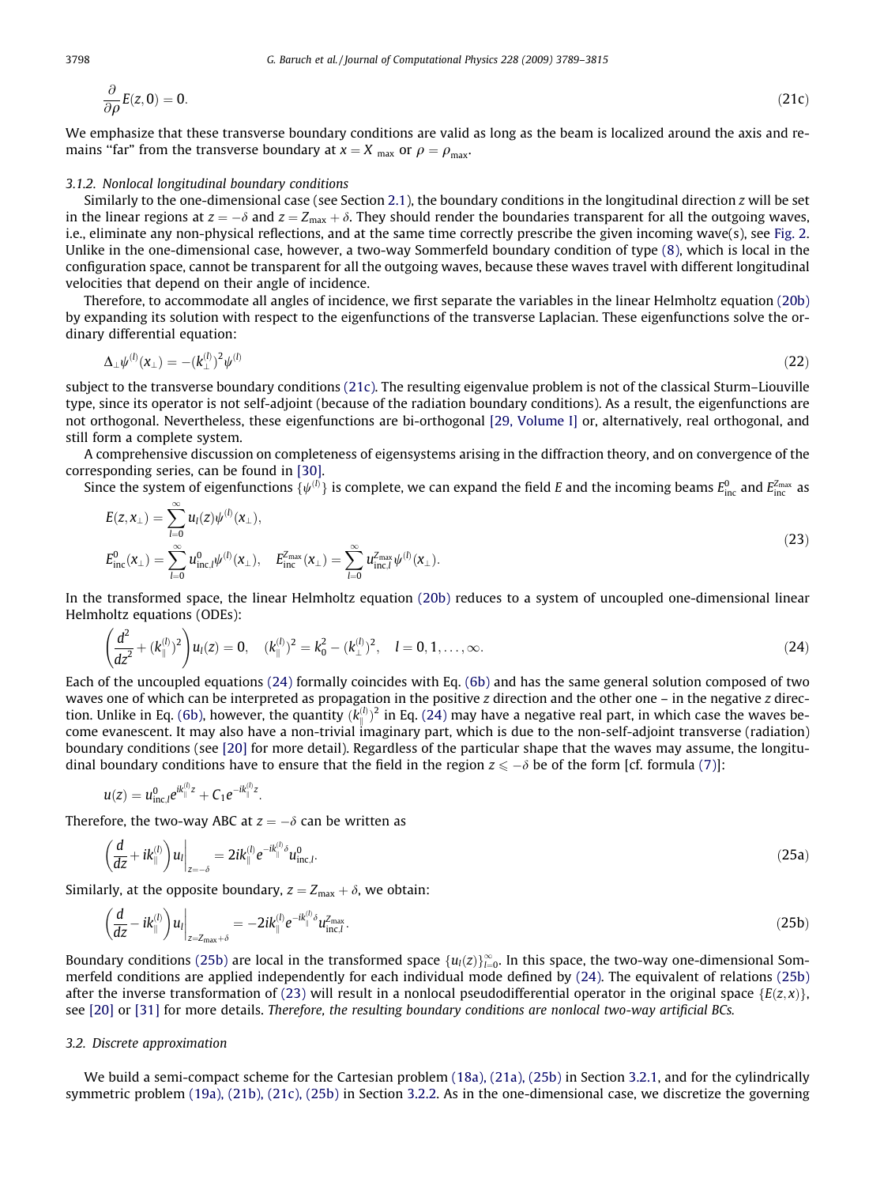$$\frac{\partial}{\partial \rho} E(z, 0) = 0. \tag{21c}$$

We emphasize that these transverse boundary conditions are valid as long as the beam is localized around the axis and remains "far" from the transverse boundary at $x = X_{\max}$ or $\rho = \rho_{\max}$.

### 3.1.2. Nonlocal longitudinal boundary conditions

Similarly to the one-dimensional case (see Section 2.1), the boundary conditions in the longitudinal direction $z$ will be set in the linear regions at $z = -\delta$ and $z = Z_{\max} + \delta$. They should render the boundaries transparent for all the outgoing waves, i.e., eliminate any non-physical reflections, and at the same time correctly prescribe the given incoming wave(s), see Fig. 2. Unlike in the one-dimensional case, however, a two-way Sommerfeld boundary condition of type (8), which is local in the configuration space, cannot be transparent for all the outgoing waves, because these waves travel with different longitudinal velocities that depend on their angle of incidence.

Therefore, to accommodate all angles of incidence, we first separate the variables in the linear Helmholtz equation (20b) by expanding its solution with respect to the eigenfunctions of the transverse Laplacian. These eigenfunctions solve the ordinary differential equation:

$$\Delta_\perp \psi^{(l)}(x_\perp) = -(k_\perp^{(l)})^2 \psi^{(l)} \tag{22}$$

subject to the transverse boundary conditions (21c). The resulting eigenvalue problem is not of the classical Sturm–Liouville type, since its operator is not self-adjoint (because of the radiation boundary conditions). As a result, the eigenfunctions are not orthogonal. Nevertheless, these eigenfunctions are bi-orthogonal [29, Volume I] or, alternatively, real orthogonal, and still form a complete system.

A comprehensive discussion on completeness of eigensystems arising in the diffraction theory, and on convergence of the corresponding series, can be found in [30].

Since the system of eigenfunctions $\{\psi^{(l)}\}$ is complete, we can expand the field $E$ and the incoming beams $E^0_{\text{inc}}$ and $E^{Z_{\max}}_{\text{inc}}$ as

$$\begin{aligned} E(z, x_\perp) &= \sum_{l=0}^{\infty} u_l(z) \psi^{(l)}(x_\perp), \\ E^0_{\text{inc}}(x_\perp) &= \sum_{l=0}^{\infty} u^0_{\text{inc},l} \psi^{(l)}(x_\perp), \quad E^{Z_{\max}}_{\text{inc}}(x_\perp) = \sum_{l=0}^{\infty} u^{Z_{\max}}_{\text{inc},l} \psi^{(l)}(x_\perp). \end{aligned} \tag{23}$$

In the transformed space, the linear Helmholtz equation (20b) reduces to a system of uncoupled one-dimensional linear Helmholtz equations (ODEs):

$$\left( \frac{d^2}{dz^2} + (k_\parallel^{(l)})^2 \right) u_l(z) = 0, \quad (k_\parallel^{(l)})^2 = k_0^2 - (k_\perp^{(l)})^2, \quad l = 0, 1, \ldots, \infty. \tag{24}$$

Each of the uncoupled equations (24) formally coincides with Eq. (6b) and has the same general solution composed of two waves one of which can be interpreted as propagation in the positive $z$ direction and the other one – in the negative $z$ direction. Unlike in Eq. (6b), however, the quantity $(k_\parallel^{(l)})^2$ in Eq. (24) may have a negative real part, in which case the waves become evanescent. It may also have a non-trivial imaginary part, which is due to the non-self-adjoint transverse (radiation) boundary conditions (see [20] for more detail). Regardless of the particular shape that the waves may assume, the longitudinal boundary conditions have to ensure that the field in the region $z \leqslant -\delta$ be of the form [cf. formula (7)]:

$$u(z) = u^0_{\text{inc},l} e^{ik_\parallel^{(l)} z} + C_1 e^{-ik_\parallel^{(l)} z}.$$

Therefore, the two-way ABC at $z = -\delta$ can be written as

$$\left( \frac{d}{dz} + ik_\parallel^{(l)} \right) u_l \Big|_{z=-\delta} = 2ik_\parallel^{(l)} e^{-ik_\parallel^{(l)} \delta} u^0_{\text{inc},l}. \tag{25a}$$

Similarly, at the opposite boundary, $z = Z_{\max} + \delta$, we obtain:

$$\left( \frac{d}{dz} - ik_\parallel^{(l)} \right) u_l \Big|_{z=Z_{\max}+\delta} = -2ik_\parallel^{(l)} e^{-ik_\parallel^{(l)} \delta} u^{Z_{\max}}_{\text{inc},l}. \tag{25b}$$

Boundary conditions (25b) are local in the transformed space $\{u_l(z)\}_{l=0}^{\infty}$. In this space, the two-way one-dimensional Sommerfeld conditions are applied independently for each individual mode defined by (24). The equivalent of relations (25b) after the inverse transformation of (23) will result in a nonlocal pseudodifferential operator in the original space $\{E(z, x)\}$, see [20] or [31] for more details. *Therefore, the resulting boundary conditions are nonlocal two-way artificial BCs.*

## 3.2. Discrete approximation

We build a semi-compact scheme for the Cartesian problem (18a), (21a), (25b) in Section 3.2.1, and for the cylindrically symmetric problem (19a), (21b), (21c), (25b) in Section 3.2.2. As in the one-dimensional case, we discretize the governing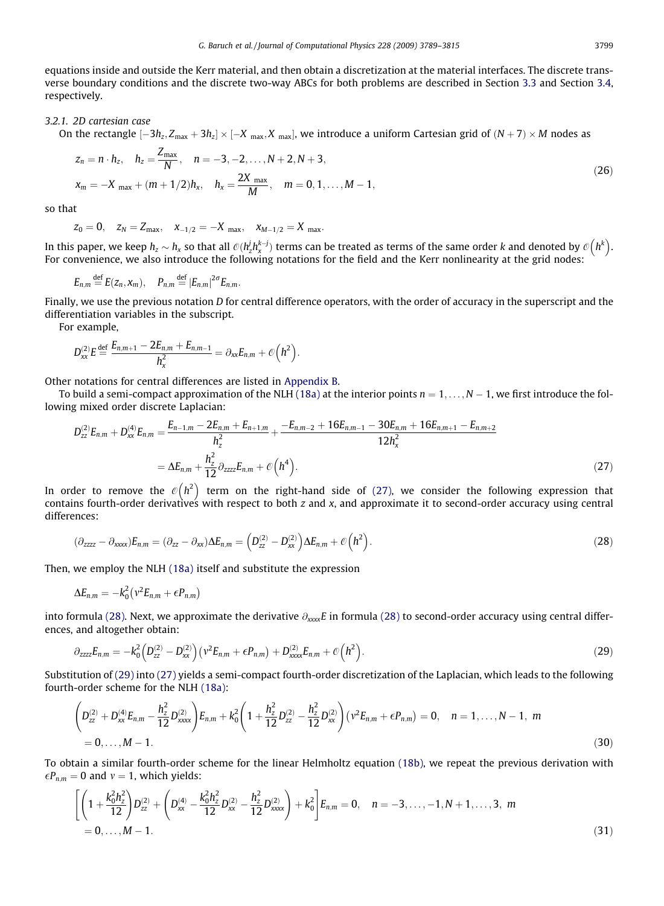equations inside and outside the Kerr material, and then obtain a discretization at the material interfaces. The discrete transverse boundary conditions and the discrete two-way ABCs for both problems are described in Section 3.3 and Section 3.4, respectively.

#### 3.2.1. 2D cartesian case

On the rectangle $[-3h_z, Z_{\max} + 3h_z] \times [-X_{\max}, X_{\max}]$, we introduce a uniform Cartesian grid of $(N+7) \times M$ nodes as

$$
\begin{aligned}
&z_n = n \cdot h_z, \quad h_z = \frac{Z_{\max}}{N}, \quad n = -3, -2, \ldots, N+2, N+3, \\
&x_m = -X_{\max} + (m + 1/2)h_x, \quad h_x = \frac{2X_{\max}}{M}, \quad m = 0, 1, \ldots, M-1,
\end{aligned}
\tag{26}
$$

so that

$$
z_0 = 0, \quad z_N = Z_{\max}, \quad x_{-1/2} = -X_{\max}, \quad x_{M-1/2} = X_{\max}.
$$

In this paper, we keep $h_z \sim h_x$ so that all $\mathcal{O}(h_z^j h_x^{k-j})$ terms can be treated as terms of the same order $k$ and denoted by $\mathcal{O}\left(h^k\right)$. For convenience, we also introduce the following notations for the field and the Kerr nonlinearity at the grid nodes:

$$
E_{n,m} \stackrel{\text{def}}{=} E(z_n, x_m), \quad P_{n,m} \stackrel{\text{def}}{=} |E_{n,m}|^{2\sigma} E_{n,m}.
$$

Finally, we use the previous notation $D$ for central difference operators, with the order of accuracy in the superscript and the differentiation variables in the subscript.

For example,

$$
D_{xx}^{(2)} E \stackrel{\text{def}}{=} \frac{E_{n,m+1} - 2E_{n,m} + E_{n,m-1}}{h_x^2} = \partial_{xx} E_{n,m} + \mathcal{O}\left(h^2\right).
$$

Other notations for central differences are listed in Appendix B.

To build a semi-compact approximation of the NLH (18a) at the interior points $n = 1, \ldots, N-1$, we first introduce the following mixed order discrete Laplacian:

$$
\begin{aligned}
D_{zz}^{(2)} E_{n,m} + D_{xx}^{(4)} E_{n,m} &= \frac{E_{n-1,m} - 2E_{n,m} + E_{n+1,m}}{h_z^2} + \frac{-E_{n,m-2} + 16E_{n,m-1} - 30E_{n,m} + 16E_{n,m+1} - E_{n,m+2}}{12h_x^2} \\
&= \Delta E_{n,m} + \frac{h_z^2}{12} \partial_{zzzz} E_{n,m} + \mathcal{O}\left(h^4\right).
\end{aligned}
\tag{27}
$$

In order to remove the $\mathcal{O}\left(h^2\right)$ term on the right-hand side of (27), we consider the following expression that contains fourth-order derivatives with respect to both $z$ and $x$, and approximate it to second-order accuracy using central differences:

$$
(\partial_{zzzz} - \partial_{xxxx}) E_{n,m} = (\partial_{zz} - \partial_{xx}) \Delta E_{n,m} = \left(D_{zz}^{(2)} - D_{xx}^{(2)}\right) \Delta E_{n,m} + \mathcal{O}\left(h^2\right).
\tag{28}
$$

Then, we employ the NLH (18a) itself and substitute the expression

$$
\Delta E_{n,m} = -k_0^2 \left(\nu^2 E_{n,m} + \epsilon P_{n,m}\right)
$$

into formula (28). Next, we approximate the derivative $\partial_{xxxx} E$ in formula (28) to second-order accuracy using central differences, and altogether obtain:

$$
\partial_{zzzz} E_{n,m} = -k_0^2 \left(D_{zz}^{(2)} - D_{xx}^{(2)}\right) \left(\nu^2 E_{n,m} + \epsilon P_{n,m}\right) + D_{xxxx}^{(2)} E_{n,m} + \mathcal{O}\left(h^2\right).
\tag{29}
$$

Substitution of (29) into (27) yields a semi-compact fourth-order discretization of the Laplacian, which leads to the following fourth-order scheme for the NLH (18a):

$$
\begin{aligned}
&\left(D_{zz}^{(2)} + D_{xx}^{(4)} E_{n,m} - \frac{h_z^2}{12} D_{xxxx}^{(2)}\right) E_{n,m} + k_0^2 \left(1 + \frac{h_z^2}{12} D_{zz}^{(2)} - \frac{h_z^2}{12} D_{xx}^{(2)}\right) \left(\nu^2 E_{n,m} + \epsilon P_{n,m}\right) = 0, \quad n = 1, \ldots, N-1, \ m \\
&= 0, \ldots, M-1.
\end{aligned}
\tag{30}
$$

To obtain a similar fourth-order scheme for the linear Helmholtz equation (18b), we repeat the previous derivation with $\epsilon P_{n,m} = 0$ and $\nu = 1$, which yields:

$$
\begin{aligned}
&\left[\left(1 + \frac{k_0^2 h_z^2}{12}\right) D_{zz}^{(2)} + \left(D_{xx}^{(4)} - \frac{k_0^2 h_z^2}{12} D_{xx}^{(2)} - \frac{h_z^2}{12} D_{xxxx}^{(2)}\right) + k_0^2\right] E_{n,m} = 0, \quad n = -3, \ldots, -1, N+1, \ldots, 3, \ m \\
&= 0, \ldots, M-1.
\end{aligned}
\tag{31}
$$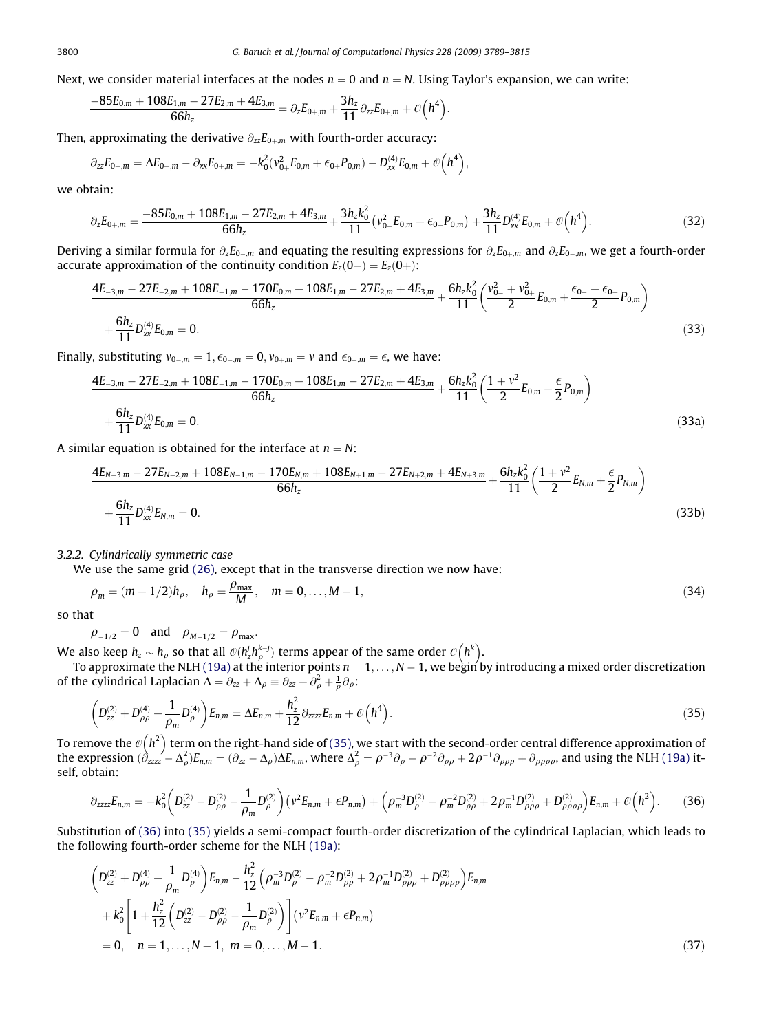Next, we consider material interfaces at the nodes $n = 0$ and $n = N$. Using Taylor's expansion, we can write:

$$\frac{-85E_{0,m} + 108E_{1,m} - 27E_{2,m} + 4E_{3,m}}{66h_z} = \partial_z E_{0+,m} + \frac{3h_z}{11}\partial_{zz}E_{0+,m} + \mathcal{O}\left(h^4\right).$$

Then, approximating the derivative $\partial_{zz}E_{0+,m}$ with fourth-order accuracy:

$$\partial_{zz}E_{0+,m} = \Delta E_{0+,m} - \partial_{xx}E_{0+,m} = -k_0^2(\nu_{0+}^2 E_{0,m} + \epsilon_{0+}P_{0,m}) - D_{xx}^{(4)}E_{0,m} + \mathcal{O}\left(h^4\right),$$

we obtain:

$$\partial_z E_{0+,m} = \frac{-85E_{0,m} + 108E_{1,m} - 27E_{2,m} + 4E_{3,m}}{66h_z} + \frac{3h_z k_0^2}{11}(\nu_{0+}^2 E_{0,m} + \epsilon_{0+}P_{0,m}) + \frac{3h_z}{11}D_{xx}^{(4)}E_{0,m} + \mathcal{O}\left(h^4\right). \tag{32}$$

Deriving a similar formula for $\partial_z E_{0-,m}$ and equating the resulting expressions for $\partial_z E_{0+,m}$ and $\partial_z E_{0-,m}$, we get a fourth-order accurate approximation of the continuity condition $E_z(0-) = E_z(0+)$:

$$\frac{4E_{-3,m} - 27E_{-2,m} + 108E_{-1,m} - 170E_{0,m} + 108E_{1,m} - 27E_{2,m} + 4E_{3,m}}{66h_z} + \frac{6h_z k_0^2}{11}\left(\frac{\nu_{0-}^2 + \nu_{0+}^2}{2}E_{0,m} + \frac{\epsilon_{0-} + \epsilon_{0+}}{2}P_{0,m}\right)$$
$$+ \frac{6h_z}{11}D_{xx}^{(4)}E_{0,m} = 0. \tag{33}$$

Finally, substituting $\nu_{0-,m} = 1, \epsilon_{0-,m} = 0, \nu_{0+,m} = \nu$ and $\epsilon_{0+,m} = \epsilon$, we have:

$$\frac{4E_{-3,m} - 27E_{-2,m} + 108E_{-1,m} - 170E_{0,m} + 108E_{1,m} - 27E_{2,m} + 4E_{3,m}}{66h_z} + \frac{6h_z k_0^2}{11}\left(\frac{1 + \nu^2}{2}E_{0,m} + \frac{\epsilon}{2}P_{0,m}\right)$$
$$+ \frac{6h_z}{11}D_{xx}^{(4)}E_{0,m} = 0. \tag{33a}$$

A similar equation is obtained for the interface at $n = N$:

$$\frac{4E_{N-3,m} - 27E_{N-2,m} + 108E_{N-1,m} - 170E_{N,m} + 108E_{N+1,m} - 27E_{N+2,m} + 4E_{N+3,m}}{66h_z} + \frac{6h_z k_0^2}{11}\left(\frac{1 + \nu^2}{2}E_{N,m} + \frac{\epsilon}{2}P_{N,m}\right)$$
$$+ \frac{6h_z}{11}D_{xx}^{(4)}E_{N,m} = 0. \tag{33b}$$

### 3.2.2. Cylindrically symmetric case

We use the same grid (26), except that in the transverse direction we now have:

$$\rho_m = (m + 1/2)h_\rho, \quad h_\rho = \frac{\rho_{\max}}{M}, \quad m = 0, \ldots, M-1, \tag{34}$$

so that

$$\rho_{-1/2} = 0 \quad \text{and} \quad \rho_{M-1/2} = \rho_{\max}.$$

We also keep $h_z \sim h_\rho$ so that all $\mathcal{O}(h_z^j h_\rho^{k-j})$ terms appear of the same order $\mathcal{O}\left(h^k\right)$.

To approximate the NLH (19a) at the interior points $n = 1, \ldots, N-1$, we begin by introducing a mixed order discretization of the cylindrical Laplacian $\Delta = \partial_{zz} + \Delta_\rho \equiv \partial_{zz} + \partial_\rho^2 + \frac{1}{\rho}\partial_\rho$:

$$\left(D_{zz}^{(2)} + D_{\rho\rho}^{(4)} + \frac{1}{\rho_m}D_\rho^{(4)}\right)E_{n,m} = \Delta E_{n,m} + \frac{h_z^2}{12}\partial_{zzzz}E_{n,m} + \mathcal{O}\left(h^4\right). \tag{35}$$

To remove the $\mathcal{O}\left(h^2\right)$ term on the right-hand side of (35), we start with the second-order central difference approximation of the expression $(\partial_{zzzz} - \Delta_\rho^2)E_{n,m} = (\partial_{zz} - \Delta_\rho)\Delta E_{n,m}$, where $\Delta_\rho^2 = \rho^{-3}\partial_\rho - \rho^{-2}\partial_{\rho\rho} + 2\rho^{-1}\partial_{\rho\rho\rho} + \partial_{\rho\rho\rho\rho}$, and using the NLH (19a) itself, obtain:

$$\partial_{zzzz}E_{n,m} = -k_0^2\left(D_{zz}^{(2)} - D_{\rho\rho}^{(2)} - \frac{1}{\rho_m}D_\rho^{(2)}\right)(\nu^2 E_{n,m} + \epsilon P_{n,m}) + \left(\rho_m^{-3}D_\rho^{(2)} - \rho_m^{-2}D_{\rho\rho}^{(2)} + 2\rho_m^{-1}D_{\rho\rho\rho}^{(2)} + D_{\rho\rho\rho\rho}^{(2)}\right)E_{n,m} + \mathcal{O}\left(h^2\right). \tag{36}$$

Substitution of (36) into (35) yields a semi-compact fourth-order discretization of the cylindrical Laplacian, which leads to the following fourth-order scheme for the NLH (19a):

$$\left(D_{zz}^{(2)} + D_{\rho\rho}^{(4)} + \frac{1}{\rho_m}D_\rho^{(4)}\right)E_{n,m} - \frac{h_z^2}{12}\left(\rho_m^{-3}D_\rho^{(2)} - \rho_m^{-2}D_{\rho\rho}^{(2)} + 2\rho_m^{-1}D_{\rho\rho\rho}^{(2)} + D_{\rho\rho\rho\rho}^{(2)}\right)E_{n,m}$$
$$+ k_0^2\left[1 + \frac{h_z^2}{12}\left(D_{zz}^{(2)} - D_{\rho\rho}^{(2)} - \frac{1}{\rho_m}D_\rho^{(2)}\right)\right](\nu^2 E_{n,m} + \epsilon P_{n,m})$$
$$= 0, \quad n = 1, \ldots, N-1, \; m = 0, \ldots, M-1. \tag{37}$$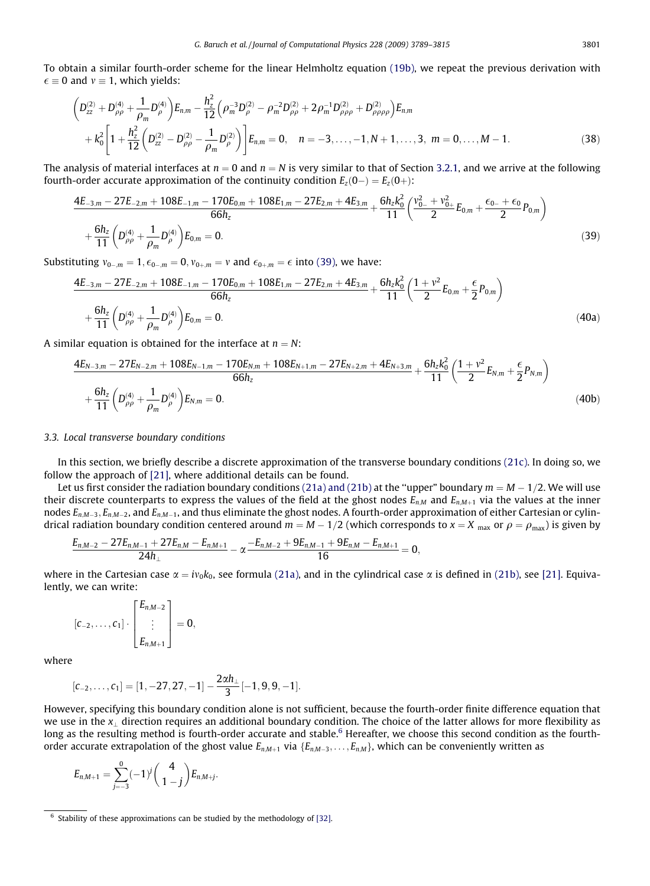To obtain a similar fourth-order scheme for the linear Helmholtz equation (19b), we repeat the previous derivation with $\epsilon \equiv 0$ and $\nu \equiv 1$, which yields:

$$\left(D_{zz}^{(2)} + D_{\rho\rho}^{(4)} + \frac{1}{\rho_m} D_{\rho}^{(4)}\right) E_{n,m} - \frac{h_z^2}{12}\left(\rho_m^{-3} D_{\rho}^{(2)} - \rho_m^{-2} D_{\rho\rho}^{(2)} + 2\rho_m^{-1} D_{\rho\rho\rho}^{(2)} + D_{\rho\rho\rho\rho}^{(2)}\right) E_{n,m} + k_0^2 \left[1 + \frac{h_z^2}{12}\left(D_{zz}^{(2)} - D_{\rho\rho}^{(2)} - \frac{1}{\rho_m} D_{\rho}^{(2)}\right)\right] E_{n,m} = 0, \quad n = -3, \ldots, -1, N+1, \ldots, 3, \; m = 0, \ldots, M-1. \tag{38}$$

The analysis of material interfaces at $n = 0$ and $n = N$ is very similar to that of Section 3.2.1, and we arrive at the following fourth-order accurate approximation of the continuity condition $E_z(0-) = E_z(0+)$:

$$\frac{4E_{-3,m} - 27E_{-2,m} + 108E_{-1,m} - 170E_{0,m} + 108E_{1,m} - 27E_{2,m} + 4E_{3,m}}{66h_z} + \frac{6h_z k_0^2}{11}\left(\frac{\nu_{0-}^2 + \nu_{0+}^2}{2} E_{0,m} + \frac{\epsilon_{0-} + \epsilon_0}{2} P_{0,m}\right) + \frac{6h_z}{11}\left(D_{\rho\rho}^{(4)} + \frac{1}{\rho_m} D_{\rho}^{(4)}\right) E_{0,m} = 0. \tag{39}$$

Substituting $\nu_{0-,m} = 1, \epsilon_{0-,m} = 0, \nu_{0+,m} = \nu$ and $\epsilon_{0+,m} = \epsilon$ into (39), we have:

$$\frac{4E_{-3,m} - 27E_{-2,m} + 108E_{-1,m} - 170E_{0,m} + 108E_{1,m} - 27E_{2,m} + 4E_{3,m}}{66h_z} + \frac{6h_z k_0^2}{11}\left(\frac{1 + \nu^2}{2} E_{0,m} + \frac{\epsilon}{2} P_{0,m}\right) + \frac{6h_z}{11}\left(D_{\rho\rho}^{(4)} + \frac{1}{\rho_m} D_{\rho}^{(4)}\right) E_{0,m} = 0. \tag{40a}$$

A similar equation is obtained for the interface at $n = N$:

$$\frac{4E_{N-3,m} - 27E_{N-2,m} + 108E_{N-1,m} - 170E_{N,m} + 108E_{N+1,m} - 27E_{N+2,m} + 4E_{N+3,m}}{66h_z} + \frac{6h_z k_0^2}{11}\left(\frac{1 + \nu^2}{2} E_{N,m} + \frac{\epsilon}{2} P_{N,m}\right) + \frac{6h_z}{11}\left(D_{\rho\rho}^{(4)} + \frac{1}{\rho_m} D_{\rho}^{(4)}\right) E_{N,m} = 0. \tag{40b}$$

### 3.3. Local transverse boundary conditions

In this section, we briefly describe a discrete approximation of the transverse boundary conditions (21c). In doing so, we follow the approach of [21], where additional details can be found.

Let us first consider the radiation boundary conditions (21a) and (21b) at the "upper" boundary $m = M - 1/2$. We will use their discrete counterparts to express the values of the field at the ghost nodes $E_{n,M}$ and $E_{n,M+1}$ via the values at the inner nodes $E_{n,M-3}, E_{n,M-2}$, and $E_{n,M-1}$, and thus eliminate the ghost nodes. A fourth-order approximation of either Cartesian or cylindrical radiation boundary condition centered around $m = M - 1/2$ (which corresponds to $x = X_{\max}$ or $\rho = \rho_{\max}$) is given by

$$\frac{E_{n,M-2} - 27E_{n,M-1} + 27E_{n,M} - E_{n,M+1}}{24h_\perp} - \alpha \frac{-E_{n,M-2} + 9E_{n,M-1} + 9E_{n,M} - E_{n,M+1}}{16} = 0,$$

where in the Cartesian case $\alpha = i\nu_0 k_0$, see formula (21a), and in the cylindrical case $\alpha$ is defined in (21b), see [21]. Equivalently, we can write:

$$[c_{-2}, \ldots, c_1] \cdot \begin{bmatrix} E_{n,M-2} \\ \vdots \\ E_{n,M+1} \end{bmatrix} = 0,$$

where

$$[c_{-2}, \ldots, c_1] = [1, -27, 27, -1] - \frac{2\alpha h_\perp}{3}[-1, 9, 9, -1].$$

However, specifying this boundary condition alone is not sufficient, because the fourth-order finite difference equation that we use in the $x_\perp$ direction requires an additional boundary condition. The choice of the latter allows for more flexibility as long as the resulting method is fourth-order accurate and stable.[6] Hereafter, we choose this second condition as the fourth-order accurate extrapolation of the ghost value $E_{n,M+1}$ via $\{E_{n,M-3}, \ldots, E_{n,M}\}$, which can be conveniently written as

$$E_{n,M+1} = \sum_{j=-3}^{0} (-1)^j \binom{4}{1-j} E_{n,M+j}.$$

[6] Stability of these approximations can be studied by the methodology of [32].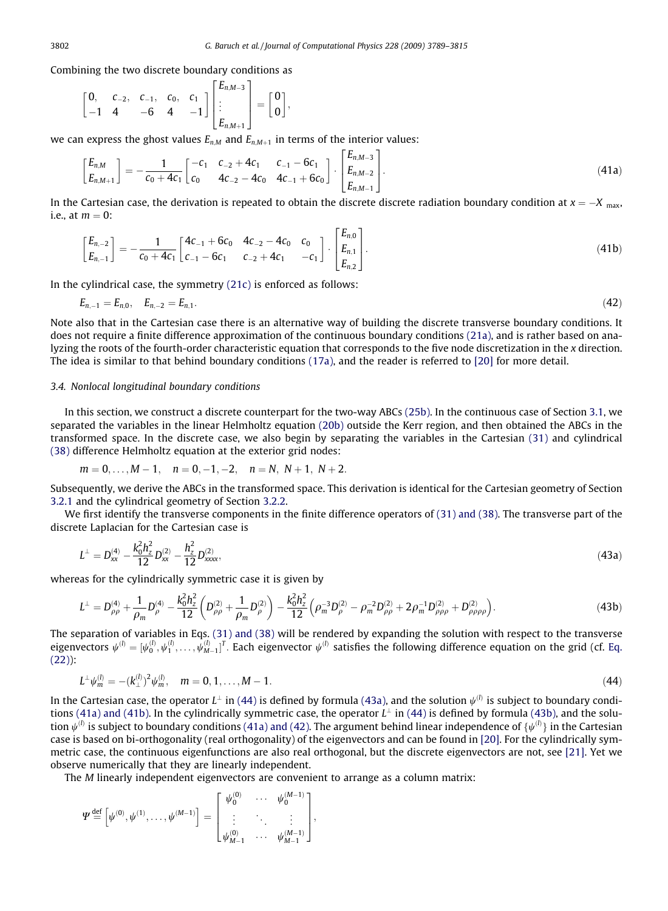Combining the two discrete boundary conditions as

$$\begin{bmatrix} 0, & c_{-2}, & c_{-1}, & c_0, & c_1 \\ -1 & 4 & -6 & 4 & -1 \end{bmatrix} \begin{bmatrix} E_{n,M-3} \\ \vdots \\ E_{n,M+1} \end{bmatrix} = \begin{bmatrix} 0 \\ 0 \end{bmatrix},$$

we can express the ghost values $E_{n,M}$ and $E_{n,M+1}$ in terms of the interior values:

$$\begin{bmatrix} E_{n,M} \\ E_{n,M+1} \end{bmatrix} = -\frac{1}{c_0 + 4c_1} \begin{bmatrix} -c_1 & c_{-2} + 4c_1 & c_{-1} - 6c_1 \\ c_0 & 4c_{-2} - 4c_0 & 4c_{-1} + 6c_0 \end{bmatrix} \cdot \begin{bmatrix} E_{n,M-3} \\ E_{n,M-2} \\ E_{n,M-1} \end{bmatrix}. \tag{41a}$$

In the Cartesian case, the derivation is repeated to obtain the discrete discrete radiation boundary condition at $x = -X_{\max}$, i.e., at $m = 0$:

$$\begin{bmatrix} E_{n,-2} \\ E_{n,-1} \end{bmatrix} = -\frac{1}{c_0 + 4c_1} \begin{bmatrix} 4c_{-1} + 6c_0 & 4c_{-2} - 4c_0 & c_0 \\ c_{-1} - 6c_1 & c_{-2} + 4c_1 & -c_1 \end{bmatrix} \cdot \begin{bmatrix} E_{n,0} \\ E_{n,1} \\ E_{n,2} \end{bmatrix}. \tag{41b}$$

In the cylindrical case, the symmetry (21c) is enforced as follows:

$$E_{n,-1} = E_{n,0}, \quad E_{n,-2} = E_{n,1}. \tag{42}$$

Note also that in the Cartesian case there is an alternative way of building the discrete transverse boundary conditions. It does not require a finite difference approximation of the continuous boundary conditions (21a), and is rather based on analyzing the roots of the fourth-order characteristic equation that corresponds to the five node discretization in the $x$ direction. The idea is similar to that behind boundary conditions (17a), and the reader is referred to [20] for more detail.

### 3.4. Nonlocal longitudinal boundary conditions

In this section, we construct a discrete counterpart for the two-way ABCs (25b). In the continuous case of Section 3.1, we separated the variables in the linear Helmholtz equation (20b) outside the Kerr region, and then obtained the ABCs in the transformed space. In the discrete case, we also begin by separating the variables in the Cartesian (31) and cylindrical (38) difference Helmholtz equation at the exterior grid nodes:

$$m = 0, \dots, M-1, \quad n = 0, -1, -2, \quad n = N, \ N+1, \ N+2.$$

Subsequently, we derive the ABCs in the transformed space. This derivation is identical for the Cartesian geometry of Section 3.2.1 and the cylindrical geometry of Section 3.2.2.

We first identify the transverse components in the finite difference operators of (31) and (38). The transverse part of the discrete Laplacian for the Cartesian case is

$$L^{\perp} = D_{xx}^{(4)} - \frac{k_0^2 h_z^2}{12} D_{xx}^{(2)} - \frac{h_z^2}{12} D_{xxxx}^{(2)}, \tag{43a}$$

whereas for the cylindrically symmetric case it is given by

$$L^{\perp} = D_{\rho\rho}^{(4)} + \frac{1}{\rho_m} D_{\rho}^{(4)} - \frac{k_0^2 h_z^2}{12} \left( D_{\rho\rho}^{(2)} + \frac{1}{\rho_m} D_{\rho}^{(2)} \right) - \frac{k_0^2 h_z^2}{12} \left( \rho_m^{-3} D_{\rho}^{(2)} - \rho_m^{-2} D_{\rho\rho}^{(2)} + 2\rho_m^{-1} D_{\rho\rho\rho}^{(2)} + D_{\rho\rho\rho\rho}^{(2)} \right). \tag{43b}$$

The separation of variables in Eqs. (31) and (38) will be rendered by expanding the solution with respect to the transverse eigenvectors $\psi^{(l)} = [\psi_0^{(l)}, \psi_1^{(l)}, \dots, \psi_{M-1}^{(l)}]^T$. Each eigenvector $\psi^{(l)}$ satisfies the following difference equation on the grid (cf. Eq. (22)):

$$L^{\perp} \psi_m^{(l)} = -(k_{\perp}^{(l)})^2 \psi_m^{(l)}, \quad m = 0, 1, \dots, M-1. \tag{44}$$

In the Cartesian case, the operator $L^{\perp}$ in (44) is defined by formula (43a), and the solution $\psi^{(l)}$ is subject to boundary conditions (41a) and (41b). In the cylindrically symmetric case, the operator $L^{\perp}$ in (44) is defined by formula (43b), and the solution $\psi^{(l)}$ is subject to boundary conditions (41a) and (42). The argument behind linear independence of $\{\psi^{(l)}\}$ in the Cartesian case is based on bi-orthogonality (real orthogonality) of the eigenvectors and can be found in [20]. For the cylindrically symmetric case, the continuous eigenfunctions are also real orthogonal, but the discrete eigenvectors are not, see [21]. Yet we observe numerically that they are linearly independent.

The $M$ linearly independent eigenvectors are convenient to arrange as a column matrix:

$$\Psi \stackrel{\text{def}}{=} \left[ \psi^{(0)}, \psi^{(1)}, \dots, \psi^{(M-1)} \right] = \begin{bmatrix} \psi_0^{(0)} & \cdots & \psi_0^{(M-1)} \\ \vdots & \ddots & \vdots \\ \psi_{M-1}^{(0)} & \cdots & \psi_{M-1}^{(M-1)} \end{bmatrix},$$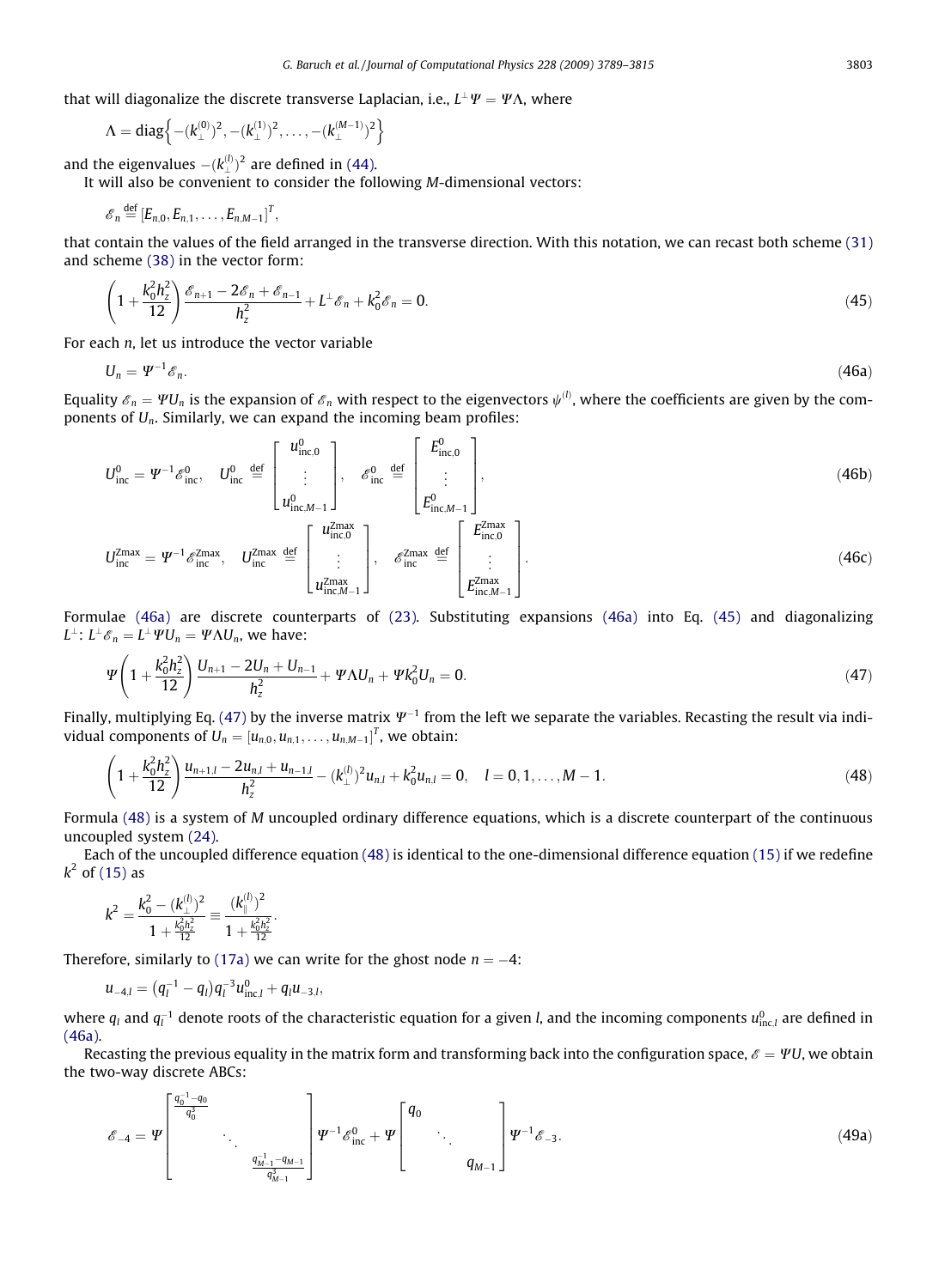that will diagonalize the discrete transverse Laplacian, i.e., $L^{\perp}\Psi = \Psi\Lambda$, where

$$\Lambda = \operatorname{diag}\left\{-(k_{\perp}^{(0)})^2, -(k_{\perp}^{(1)})^2, \ldots, -(k_{\perp}^{(M-1)})^2\right\}$$

and the eigenvalues $-(k_{\perp}^{(l)})^2$ are defined in (44).

It will also be convenient to consider the following $M$-dimensional vectors:

$$\mathscr{E}_n \stackrel{\text{def}}{=} [E_{n,0}, E_{n,1}, \ldots, E_{n,M-1}]^T,$$

that contain the values of the field arranged in the transverse direction. With this notation, we can recast both scheme (31) and scheme (38) in the vector form:

$$\left(1 + \frac{k_0^2 h_z^2}{12}\right)\frac{\mathscr{E}_{n+1} - 2\mathscr{E}_n + \mathscr{E}_{n-1}}{h_z^2} + L^{\perp}\mathscr{E}_n + k_0^2\mathscr{E}_n = 0. \tag{45}$$

For each $n$, let us introduce the vector variable

$$U_n = \Psi^{-1}\mathscr{E}_n. \tag{46a}$$

Equality $\mathscr{E}_n = \Psi U_n$ is the expansion of $\mathscr{E}_n$ with respect to the eigenvectors $\psi^{(l)}$, where the coefficients are given by the components of $U_n$. Similarly, we can expand the incoming beam profiles:

$$U_{\text{inc}}^0 = \Psi^{-1}\mathscr{E}_{\text{inc}}^0, \quad U_{\text{inc}}^0 \stackrel{\text{def}}{=} \begin{bmatrix} u_{\text{inc},0}^0 \\ \vdots \\ u_{\text{inc},M-1}^0 \end{bmatrix}, \quad \mathscr{E}_{\text{inc}}^0 \stackrel{\text{def}}{=} \begin{bmatrix} E_{\text{inc},0}^0 \\ \vdots \\ E_{\text{inc},M-1}^0 \end{bmatrix}, \tag{46b}$$

$$U_{\text{inc}}^{\text{Zmax}} = \Psi^{-1}\mathscr{E}_{\text{inc}}^{\text{Zmax}}, \quad U_{\text{inc}}^{\text{Zmax}} \stackrel{\text{def}}{=} \begin{bmatrix} u_{\text{inc},0}^{\text{Zmax}} \\ \vdots \\ u_{\text{inc},M-1}^{\text{Zmax}} \end{bmatrix}, \quad \mathscr{E}_{\text{inc}}^{\text{Zmax}} \stackrel{\text{def}}{=} \begin{bmatrix} E_{\text{inc},0}^{\text{Zmax}} \\ \vdots \\ E_{\text{inc},M-1}^{\text{Zmax}} \end{bmatrix}. \tag{46c}$$

Formulae (46a) are discrete counterparts of (23). Substituting expansions (46a) into Eq. (45) and diagonalizing $L^{\perp}$: $L^{\perp}\mathscr{E}_n = L^{\perp}\Psi U_n = \Psi\Lambda U_n$, we have:

$$\Psi\left(1 + \frac{k_0^2 h_z^2}{12}\right)\frac{U_{n+1} - 2U_n + U_{n-1}}{h_z^2} + \Psi\Lambda U_n + \Psi k_0^2 U_n = 0. \tag{47}$$

Finally, multiplying Eq. (47) by the inverse matrix $\Psi^{-1}$ from the left we separate the variables. Recasting the result via individual components of $U_n = [u_{n,0}, u_{n,1}, \ldots, u_{n,M-1}]^T$, we obtain:

$$\left(1 + \frac{k_0^2 h_z^2}{12}\right)\frac{u_{n+1,l} - 2u_{n,l} + u_{n-1,l}}{h_z^2} - (k_{\perp}^{(l)})^2 u_{n,l} + k_0^2 u_{n,l} = 0, \quad l = 0, 1, \ldots, M-1. \tag{48}$$

Formula (48) is a system of $M$ uncoupled ordinary difference equations, which is a discrete counterpart of the continuous uncoupled system (24).

Each of the uncoupled difference equation (48) is identical to the one-dimensional difference equation (15) if we redefine $k^2$ of (15) as

$$k^2 = \frac{k_0^2 - (k_{\perp}^{(l)})^2}{1 + \frac{k_0^2 h_z^2}{12}} \equiv \frac{(k_{\parallel}^{(l)})^2}{1 + \frac{k_0^2 h_z^2}{12}}.$$

Therefore, similarly to (17a) we can write for the ghost node $n = -4$:

$$u_{-4,l} = (q_l^{-1} - q_l)q_l^{-3}u_{\text{inc},l}^0 + q_l u_{-3,l},$$

where $q_l$ and $q_l^{-1}$ denote roots of the characteristic equation for a given $l$, and the incoming components $u_{\text{inc},l}^0$ are defined in (46a).

Recasting the previous equality in the matrix form and transforming back into the configuration space, $\mathscr{E} = \Psi U$, we obtain the two-way discrete ABCs:

$$\mathscr{E}_{-4} = \Psi\begin{bmatrix} \frac{q_0^{-1} - q_0}{q_0^3} & & \\ & \ddots & \\ & & \frac{q_{M-1}^{-1} - q_{M-1}}{q_{M-1}^3} \end{bmatrix}\Psi^{-1}\mathscr{E}_{\text{inc}}^0 + \Psi\begin{bmatrix} q_0 & & \\ & \ddots & \\ & & q_{M-1} \end{bmatrix}\Psi^{-1}\mathscr{E}_{-3}. \tag{49a}$$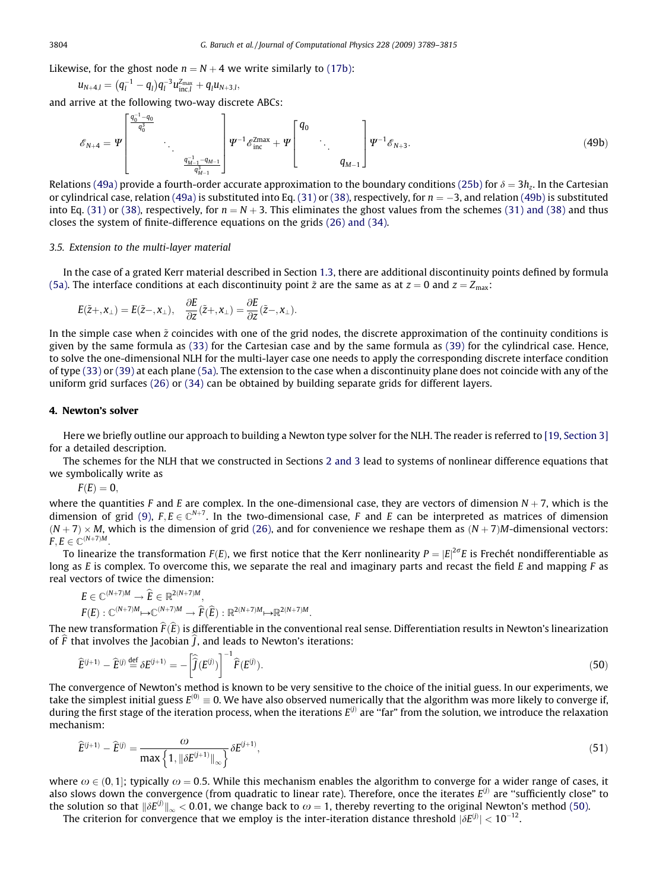Likewise, for the ghost node $n = N + 4$ we write similarly to (17b):

$$u_{N+4,l} = (q_l^{-1} - q_l)q_l^{-3}u_{\text{inc},l}^{Z_{\max}} + q_l u_{N+3,l},$$

and arrive at the following two-way discrete ABCs:

$$\mathscr{E}_{N+4} = \Psi \begin{bmatrix} \frac{q_0^{-1} - q_0}{q_0^3} & & \\ & \ddots & \\ & & \frac{q_{M-1}^{-1} - q_{M-1}}{q_{M-1}^3} \end{bmatrix} \Psi^{-1}\mathscr{E}_{\text{inc}}^{Z\max} + \Psi \begin{bmatrix} q_0 & & \\ & \ddots & \\ & & q_{M-1} \end{bmatrix} \Psi^{-1}\mathscr{E}_{N+3}. \tag{49b}$$

Relations (49a) provide a fourth-order accurate approximation to the boundary conditions (25b) for $\delta = 3h_z$. In the Cartesian or cylindrical case, relation (49a) is substituted into Eq. (31) or (38), respectively, for $n = -3$, and relation (49b) is substituted into Eq. (31) or (38), respectively, for $n = N + 3$. This eliminates the ghost values from the schemes (31) and (38) and thus closes the system of finite-difference equations on the grids (26) and (34).

### 3.5. Extension to the multi-layer material

In the case of a grated Kerr material described in Section 1.3, there are additional discontinuity points defined by formula (5a). The interface conditions at each discontinuity point $\tilde{z}$ are the same as at $z = 0$ and $z = Z_{\max}$:

$$E(\tilde{z}+, x_\perp) = E(\tilde{z}-, x_\perp), \quad \frac{\partial E}{\partial z}(\tilde{z}+, x_\perp) = \frac{\partial E}{\partial z}(\tilde{z}-, x_\perp).$$

In the simple case when $\tilde{z}$ coincides with one of the grid nodes, the discrete approximation of the continuity conditions is given by the same formula as (33) for the Cartesian case and by the same formula as (39) for the cylindrical case. Hence, to solve the one-dimensional NLH for the multi-layer case one needs to apply the corresponding discrete interface condition of type (33) or (39) at each plane (5a). The extension to the case when a discontinuity plane does not coincide with any of the uniform grid surfaces (26) or (34) can be obtained by building separate grids for different layers.

## 4. Newton's solver

Here we briefly outline our approach to building a Newton type solver for the NLH. The reader is referred to [19, Section 3] for a detailed description.

The schemes for the NLH that we constructed in Sections 2 and 3 lead to systems of nonlinear difference equations that we symbolically write as

$$F(E) = 0,$$

where the quantities $F$ and $E$ are complex. In the one-dimensional case, they are vectors of dimension $N + 7$, which is the dimension of grid (9), $F, E \in \mathbb{C}^{N+7}$. In the two-dimensional case, $F$ and $E$ can be interpreted as matrices of dimension $(N + 7) \times M$, which is the dimension of grid (26), and for convenience we reshape them as $(N + 7)M$-dimensional vectors: $F, E \in \mathbb{C}^{(N+7)M}$.

To linearize the transformation $F(E)$, we first notice that the Kerr nonlinearity $P = |E|^{2\sigma}E$ is Frechét nondifferentiable as long as $E$ is complex. To overcome this, we separate the real and imaginary parts and recast the field $E$ and mapping $F$ as real vectors of twice the dimension:

$$E \in \mathbb{C}^{(N+7)M} \to \widehat{E} \in \mathbb{R}^{2(N+7)M},$$
$$F(E) : \mathbb{C}^{(N+7)M} \mapsto \mathbb{C}^{(N+7)M} \to \widehat{F}(\widehat{E}) : \mathbb{R}^{2(N+7)M} \mapsto \mathbb{R}^{2(N+7)M}.$$

The new transformation $\widehat{F}(\widehat{E})$ is differentiable in the conventional real sense. Differentiation results in Newton's linearization of $\widehat{F}$ that involves the Jacobian $\widehat{J}$, and leads to Newton's iterations:

$$\widehat{E}^{(j+1)} - \widehat{E}^{(j)} \stackrel{\text{def}}{=} \delta E^{(j+1)} = -\left[\widehat{J}(E^{(j)})\right]^{-1} \widehat{F}(E^{(j)}). \tag{50}$$

The convergence of Newton's method is known to be very sensitive to the choice of the initial guess. In our experiments, we take the simplest initial guess $E^{(0)} \equiv 0$. We have also observed numerically that the algorithm was more likely to converge if, during the first stage of the iteration process, when the iterations $E^{(j)}$ are "far" from the solution, we introduce the relaxation mechanism:

$$\widehat{E}^{(j+1)} - \widehat{E}^{(j)} = \frac{\omega}{\max\left\{1, \|\delta E^{(j+1)}\|_\infty\right\}} \delta E^{(j+1)}, \tag{51}$$

where $\omega \in (0, 1]$; typically $\omega = 0.5$. While this mechanism enables the algorithm to converge for a wider range of cases, it also slows down the convergence (from quadratic to linear rate). Therefore, once the iterates $E^{(j)}$ are "sufficiently close" to the solution so that $\|\delta E^{(j)}\|_\infty < 0.01$, we change back to $\omega = 1$, thereby reverting to the original Newton's method (50).

The criterion for convergence that we employ is the inter-iteration distance threshold $|\delta E^{(j)}| < 10^{-12}$.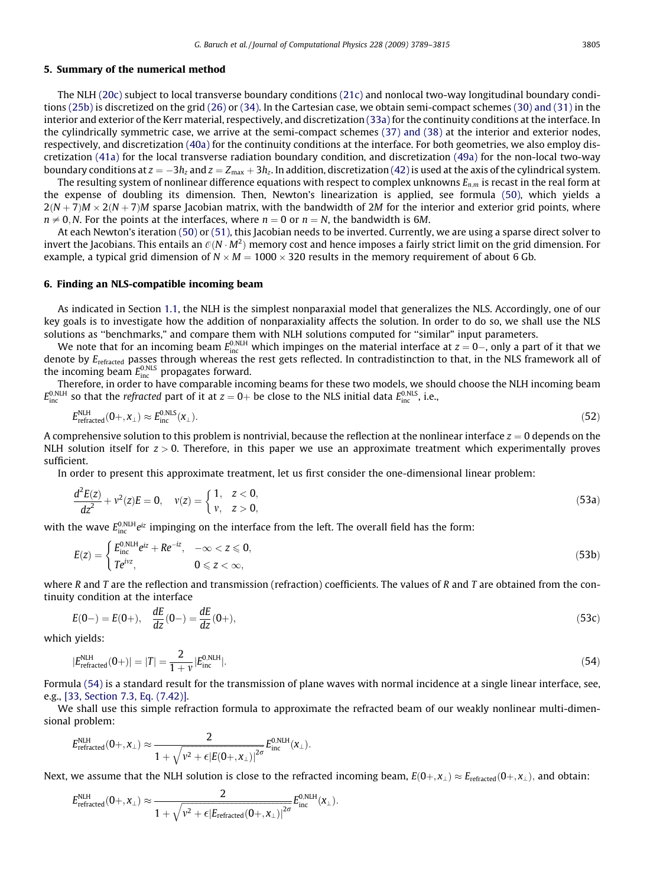## 5. Summary of the numerical method

The NLH (20c) subject to local transverse boundary conditions (21c) and nonlocal two-way longitudinal boundary conditions (25b) is discretized on the grid (26) or (34). In the Cartesian case, we obtain semi-compact schemes (30) and (31) in the interior and exterior of the Kerr material, respectively, and discretization (33a) for the continuity conditions at the interface. In the cylindrically symmetric case, we arrive at the semi-compact schemes (37) and (38) at the interior and exterior nodes, respectively, and discretization (40a) for the continuity conditions at the interface. For both geometries, we also employ discretization (41a) for the local transverse radiation boundary condition, and discretization (49a) for the non-local two-way boundary conditions at $z = -3h_z$ and $z = Z_{\max} + 3h_z$. In addition, discretization (42) is used at the axis of the cylindrical system.

The resulting system of nonlinear difference equations with respect to complex unknowns $E_{n,m}$ is recast in the real form at the expense of doubling its dimension. Then, Newton's linearization is applied, see formula (50), which yields a $2(N+7)M \times 2(N+7)M$ sparse Jacobian matrix, with the bandwidth of $2M$ for the interior and exterior grid points, where $n \neq 0, N$. For the points at the interfaces, where $n = 0$ or $n = N$, the bandwidth is $6M$.

At each Newton's iteration (50) or (51), this Jacobian needs to be inverted. Currently, we are using a sparse direct solver to invert the Jacobians. This entails an $\mathcal{O}(N \cdot M^2)$ memory cost and hence imposes a fairly strict limit on the grid dimension. For example, a typical grid dimension of $N \times M = 1000 \times 320$ results in the memory requirement of about 6 Gb.

## 6. Finding an NLS-compatible incoming beam

As indicated in Section 1.1, the NLH is the simplest nonparaxial model that generalizes the NLS. Accordingly, one of our key goals is to investigate how the addition of nonparaxiality affects the solution. In order to do so, we shall use the NLS solutions as "benchmarks," and compare them with NLH solutions computed for "similar" input parameters.

We note that for an incoming beam $E_{\text{inc}}^{0,\text{NLH}}$ which impinges on the material interface at $z = 0-$, only a part of it that we denote by $E_{\text{refracted}}$ passes through whereas the rest gets reflected. In contradistinction to that, in the NLS framework all of the incoming beam $E_{\text{inc}}^{0,\text{NLS}}$ propagates forward.

Therefore, in order to have comparable incoming beams for these two models, we should choose the NLH incoming beam $E_{\text{inc}}^{0,\text{NLH}}$ so that the *refracted* part of it at $z = 0+$ be close to the NLS initial data $E_{\text{inc}}^{0,\text{NLS}}$, i.e.,

$$E_{\text{refracted}}^{\text{NLH}}(0+, x_\perp) \approx E_{\text{inc}}^{0,\text{NLS}}(x_\perp). \tag{52}$$

A comprehensive solution to this problem is nontrivial, because the reflection at the nonlinear interface $z = 0$ depends on the NLH solution itself for $z > 0$. Therefore, in this paper we use an approximate treatment which experimentally proves sufficient.

In order to present this approximate treatment, let us first consider the one-dimensional linear problem:

$$\frac{d^2E(z)}{dz^2} + \nu^2(z)E = 0, \quad \nu(z) = \begin{cases} 1, & z < 0, \\ \nu, & z > 0, \end{cases} \tag{53a}$$

with the wave $E_{\text{inc}}^{0,\text{NLH}} e^{iz}$ impinging on the interface from the left. The overall field has the form:

$$E(z) = \begin{cases} E_{\text{inc}}^{0,\text{NLH}} e^{iz} + Re^{-iz}, & -\infty < z \leqslant 0, \\ Te^{i\nu z}, & 0 \leqslant z < \infty, \end{cases} \tag{53b}$$

where $R$ and $T$ are the reflection and transmission (refraction) coefficients. The values of $R$ and $T$ are obtained from the continuity condition at the interface

$$E(0-) = E(0+), \quad \frac{dE}{dz}(0-) = \frac{dE}{dz}(0+), \tag{53c}$$

which yields:

$$|E_{\text{refracted}}^{\text{NLH}}(0+)| = |T| = \frac{2}{1+\nu} |E_{\text{inc}}^{0,\text{NLH}}|. \tag{54}$$

Formula (54) is a standard result for the transmission of plane waves with normal incidence at a single linear interface, see, e.g., [33, Section 7.3, Eq. (7.42)].

We shall use this simple refraction formula to approximate the refracted beam of our weakly nonlinear multi-dimensional problem:

$$E_{\text{refracted}}^{\text{NLH}}(0+, x_\perp) \approx \frac{2}{1 + \sqrt{\nu^2 + \epsilon |E(0+, x_\perp)|^{2\sigma}}} E_{\text{inc}}^{0,\text{NLH}}(x_\perp).$$

Next, we assume that the NLH solution is close to the refracted incoming beam, $E(0+, x_\perp) \approx E_{\text{refracted}}(0+, x_\perp)$, and obtain:

$$E_{\text{refracted}}^{\text{NLH}}(0+, x_\perp) \approx \frac{2}{1 + \sqrt{\nu^2 + \epsilon |E_{\text{refracted}}(0+, x_\perp)|^{2\sigma}}} E_{\text{inc}}^{0,\text{NLH}}(x_\perp).$$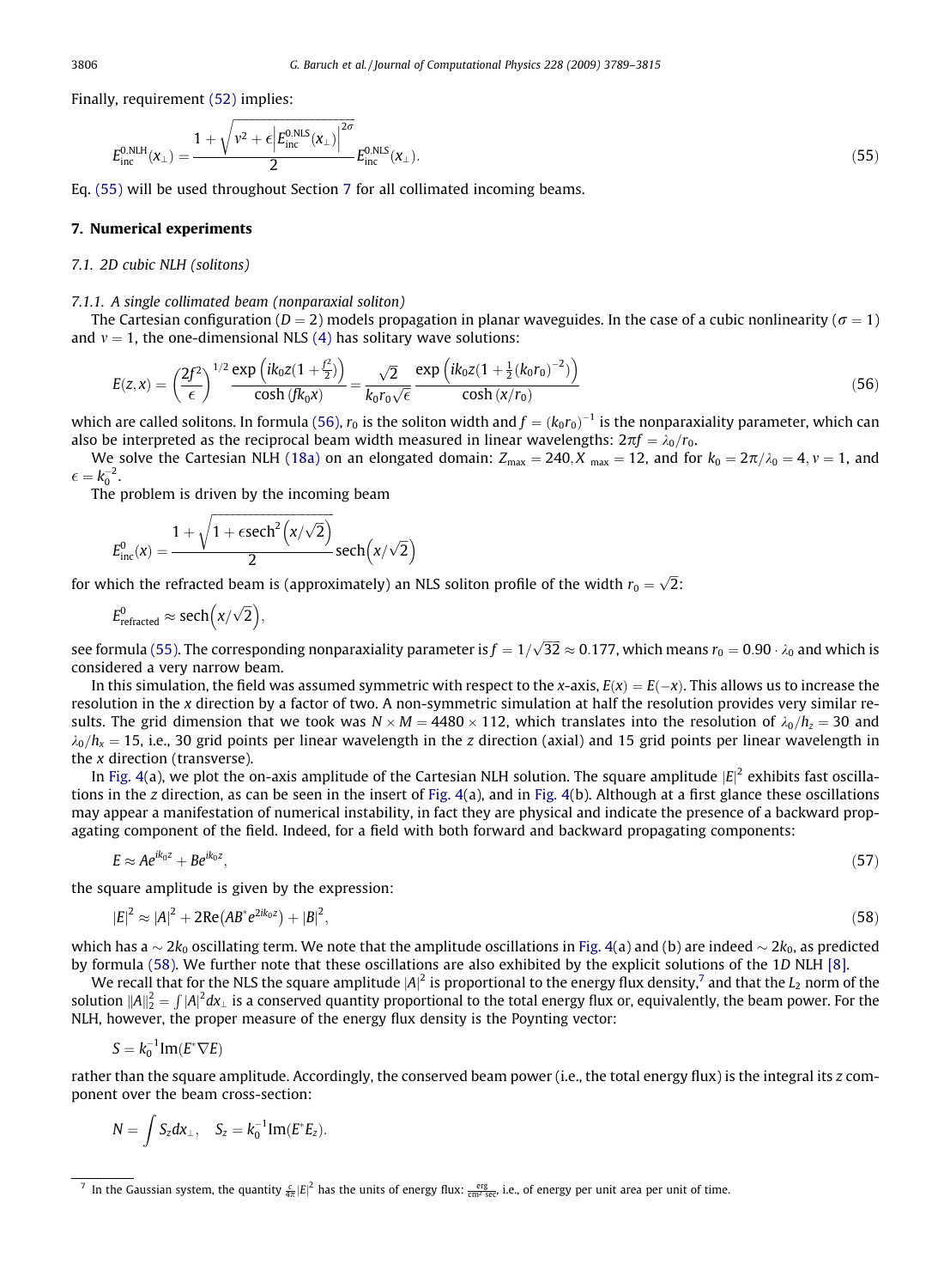Finally, requirement (52) implies:

$$E_{\text{inc}}^{0,\text{NLH}}(x_\perp) = \frac{1+\sqrt{\nu^2+\epsilon\left|E_{\text{inc}}^{0,\text{NLS}}(x_\perp)\right|^{2\sigma}}}{2} E_{\text{inc}}^{0,\text{NLS}}(x_\perp). \tag{55}$$

Eq. (55) will be used throughout Section 7 for all collimated incoming beams.

## 7. Numerical experiments

### 7.1. 2D cubic NLH (solitons)

#### 7.1.1. A single collimated beam (nonparaxial soliton)

The Cartesian configuration ($D = 2$) models propagation in planar waveguides. In the case of a cubic nonlinearity ($\sigma = 1$) and $\nu = 1$, the one-dimensional NLS (4) has solitary wave solutions:

$$E(z,x) = \left(\frac{2f^2}{\epsilon}\right)^{1/2} \frac{\exp\left(ik_0 z(1+\frac{f^2}{2})\right)}{\cosh(fk_0 x)} = \frac{\sqrt{2}}{k_0 r_0\sqrt{\epsilon}} \frac{\exp\left(ik_0 z(1+\frac{1}{2}(k_0 r_0)^{-2})\right)}{\cosh(x/r_0)} \tag{56}$$

which are called solitons. In formula (56), $r_0$ is the soliton width and $f = (k_0 r_0)^{-1}$ is the nonparaxiality parameter, which can also be interpreted as the reciprocal beam width measured in linear wavelengths: $2\pi f = \lambda_0/r_0$.

We solve the Cartesian NLH (18a) on an elongated domain: $Z_{\max} = 240, X_{\max} = 12$, and for $k_0 = 2\pi/\lambda_0 = 4, \nu = 1$, and $\epsilon = k_0^{-2}$.

The problem is driven by the incoming beam

$$E_{\text{inc}}^0(x) = \frac{1+\sqrt{1+\epsilon\,\text{sech}^2\left(x/\sqrt{2}\right)}}{2}\,\text{sech}\left(x/\sqrt{2}\right)$$

for which the refracted beam is (approximately) an NLS soliton profile of the width $r_0 = \sqrt{2}$:

$$E_{\text{refracted}}^0 \approx \text{sech}\left(x/\sqrt{2}\right),$$

see formula (55). The corresponding nonparaxiality parameter is $f = 1/\sqrt{32} \approx 0.177$, which means $r_0 = 0.90 \cdot \lambda_0$ and which is considered a very narrow beam.

In this simulation, the field was assumed symmetric with respect to the $x$-axis, $E(x) = E(-x)$. This allows us to increase the resolution in the $x$ direction by a factor of two. A non-symmetric simulation at half the resolution provides very similar results. The grid dimension that we took was $N \times M = 4480 \times 112$, which translates into the resolution of $\lambda_0/h_z = 30$ and $\lambda_0/h_x = 15$, i.e., 30 grid points per linear wavelength in the $z$ direction (axial) and 15 grid points per linear wavelength in the $x$ direction (transverse).

In Fig. 4(a), we plot the on-axis amplitude of the Cartesian NLH solution. The square amplitude $|E|^2$ exhibits fast oscillations in the $z$ direction, as can be seen in the insert of Fig. 4(a), and in Fig. 4(b). Although at a first glance these oscillations may appear a manifestation of numerical instability, in fact they are physical and indicate the presence of a backward propagating component of the field. Indeed, for a field with both forward and backward propagating components:

$$E \approx Ae^{ik_0 z} + Be^{ik_0 z}, \tag{57}$$

the square amplitude is given by the expression:

$$|E|^2 \approx |A|^2 + 2\text{Re}\left(AB^* e^{2ik_0 z}\right) + |B|^2, \tag{58}$$

which has a $\sim 2k_0$ oscillating term. We note that the amplitude oscillations in Fig. 4(a) and (b) are indeed $\sim 2k_0$, as predicted by formula (58). We further note that these oscillations are also exhibited by the explicit solutions of the 1$D$ NLH [8].

We recall that for the NLS the square amplitude $|A|^2$ is proportional to the energy flux density,[7] and that the $L_2$ norm of the solution $\|A\|_2^2 = \int |A|^2 dx_\perp$ is a conserved quantity proportional to the total energy flux or, equivalently, the beam power. For the NLH, however, the proper measure of the energy flux density is the Poynting vector:

$$S = k_0^{-1}\text{Im}(E^*\nabla E)$$

rather than the square amplitude. Accordingly, the conserved beam power (i.e., the total energy flux) is the integral its $z$ component over the beam cross-section:

$$N = \int S_z dx_\perp, \quad S_z = k_0^{-1}\text{Im}(E^* E_z).$$

[7] In the Gaussian system, the quantity $\frac{c}{4\pi}|E|^2$ has the units of energy flux: $\frac{\text{erg}}{\text{cm}^2\,\text{sec}}$, i.e., of energy per unit area per unit of time.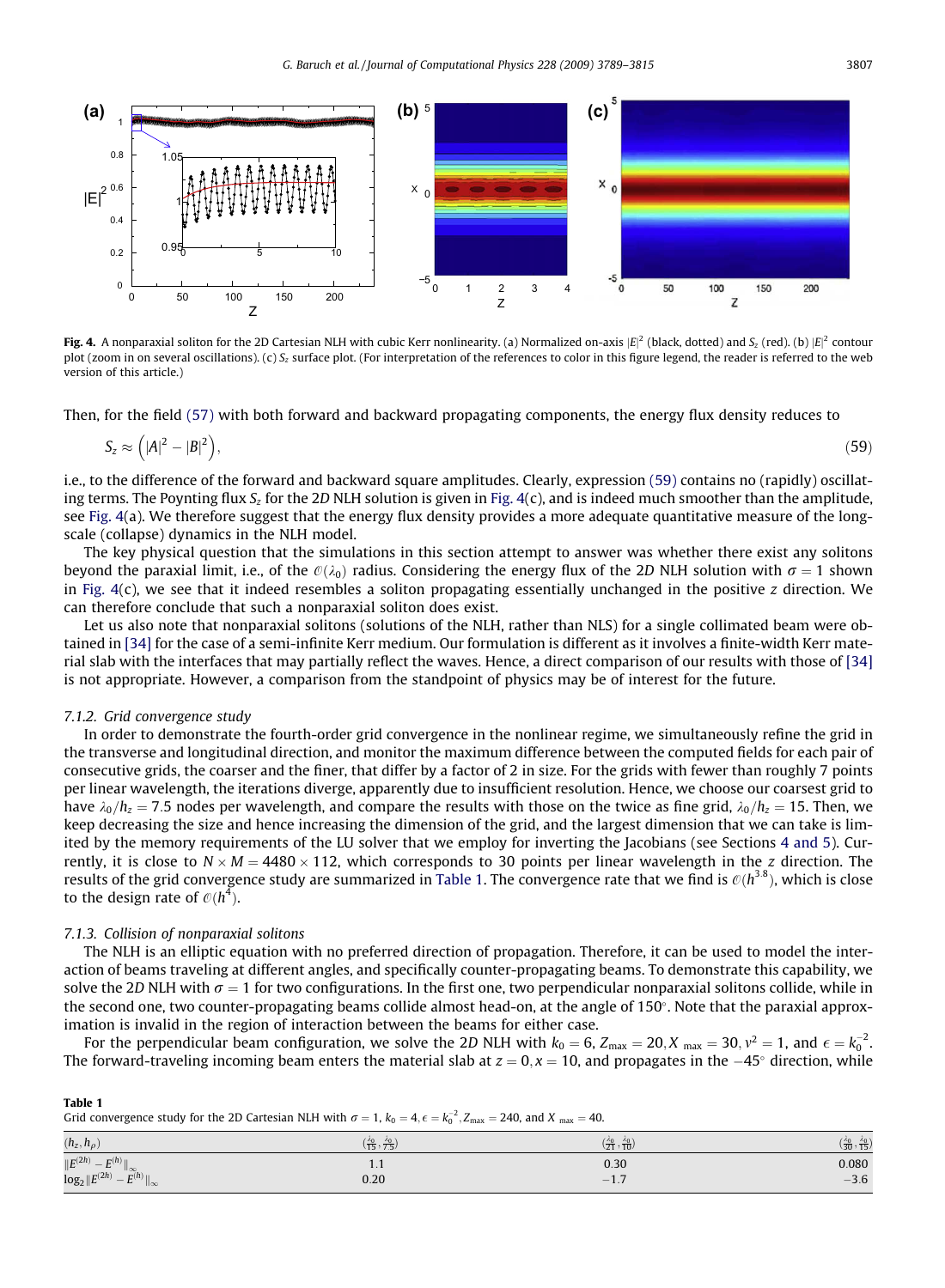**Fig. 4.** A nonparaxial soliton for the 2D Cartesian NLH with cubic Kerr nonlinearity. (a) Normalized on-axis $|E|^2$ (black, dotted) and $S_z$ (red). (b) $|E|^2$ contour plot (zoom in on several oscillations). (c) $S_z$ surface plot. (For interpretation of the references to color in this figure legend, the reader is referred to the web version of this article.)

Then, for the field (57) with both forward and backward propagating components, the energy flux density reduces to

$$S_z \approx \left(|A|^2 - |B|^2\right), \tag{59}$$

i.e., to the difference of the forward and backward square amplitudes. Clearly, expression (59) contains no (rapidly) oscillating terms. The Poynting flux $S_z$ for the 2D NLH solution is given in Fig. 4(c), and is indeed much smoother than the amplitude, see Fig. 4(a). We therefore suggest that the energy flux density provides a more adequate quantitative measure of the long-scale (collapse) dynamics in the NLH model.

The key physical question that the simulations in this section attempt to answer was whether there exist any solitons beyond the paraxial limit, i.e., of the $\mathcal{O}(\lambda_0)$ radius. Considering the energy flux of the 2D NLH solution with $\sigma = 1$ shown in Fig. 4(c), we see that it indeed resembles a soliton propagating essentially unchanged in the positive $z$ direction. We can therefore conclude that such a nonparaxial soliton does exist.

Let us also note that nonparaxial solitons (solutions of the NLH, rather than NLS) for a single collimated beam were obtained in [34] for the case of a semi-infinite Kerr medium. Our formulation is different as it involves a finite-width Kerr material slab with the interfaces that may partially reflect the waves. Hence, a direct comparison of our results with those of [34] is not appropriate. However, a comparison from the standpoint of physics may be of interest for the future.

### 7.1.2. Grid convergence study

In order to demonstrate the fourth-order grid convergence in the nonlinear regime, we simultaneously refine the grid in the transverse and longitudinal direction, and monitor the maximum difference between the computed fields for each pair of consecutive grids, the coarser and the finer, that differ by a factor of 2 in size. For the grids with fewer than roughly 7 points per linear wavelength, the iterations diverge, apparently due to insufficient resolution. Hence, we choose our coarsest grid to have $\lambda_0/h_z = 7.5$ nodes per wavelength, and compare the results with those on the twice as fine grid, $\lambda_0/h_z = 15$. Then, we keep decreasing the size and hence increasing the dimension of the grid, and the largest dimension that we can take is limited by the memory requirements of the LU solver that we employ for inverting the Jacobians (see Sections 4 and 5). Currently, it is close to $N \times M = 4480 \times 112$, which corresponds to 30 points per linear wavelength in the $z$ direction. The results of the grid convergence study are summarized in Table 1. The convergence rate that we find is $\mathcal{O}(h^{3.8})$, which is close to the design rate of $\mathcal{O}(h^4)$.

### 7.1.3. Collision of nonparaxial solitons

The NLH is an elliptic equation with no preferred direction of propagation. Therefore, it can be used to model the interaction of beams traveling at different angles, and specifically counter-propagating beams. To demonstrate this capability, we solve the 2D NLH with $\sigma = 1$ for two configurations. In the first one, two perpendicular nonparaxial solitons collide, while in the second one, two counter-propagating beams collide almost head-on, at the angle of 150°. Note that the paraxial approximation is invalid in the region of interaction between the beams for either case.

For the perpendicular beam configuration, we solve the 2D NLH with $k_0 = 6$, $Z_{\max} = 20$, $X_{\max} = 30$, $\nu^2 = 1$, and $\epsilon = k_0^{-2}$. The forward-traveling incoming beam enters the material slab at $z = 0, x = 10$, and propagates in the $-45°$ direction, while

**Table 1**
Grid convergence study for the 2D Cartesian NLH with $\sigma = 1$, $k_0 = 4$, $\epsilon = k_0^{-2}$, $Z_{\max} = 240$, and $X_{\max} = 40$.

| $(h_z, h_\rho)$ | $(\frac{\lambda_0}{15}, \frac{\lambda_0}{7.5})$ | $(\frac{\lambda_0}{21}, \frac{\lambda_0}{10})$ | $(\frac{\lambda_0}{30}, \frac{\lambda_0}{15})$ |
|---|---|---|---|
| $\Vert E^{(2h)} - E^{(h)} \Vert_\infty$ | 1.1 | 0.30 | 0.080 |
| $\log_2 \Vert E^{(2h)} - E^{(h)} \Vert_\infty$ | 0.20 | −1.7 | −3.6 |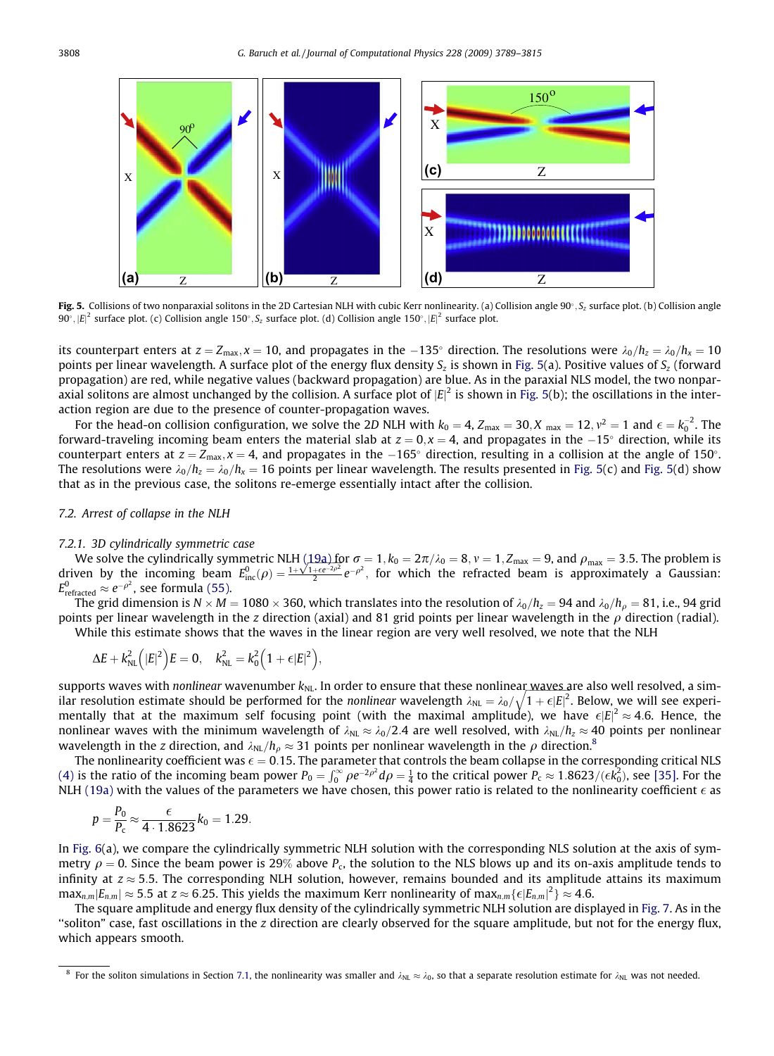Fig. 5. Collisions of two nonparaxial solitons in the 2D Cartesian NLH with cubic Kerr nonlinearity. (a) Collision angle $90^\circ$, $S_z$ surface plot. (b) Collision angle $90^\circ$, $|E|^2$ surface plot. (c) Collision angle $150^\circ$, $S_z$ surface plot. (d) Collision angle $150^\circ$, $|E|^2$ surface plot.

its counterpart enters at $z = Z_{\max}, x = 10$, and propagates in the $-135^\circ$ direction. The resolutions were $\lambda_0/h_z = \lambda_0/h_x = 10$ points per linear wavelength. A surface plot of the energy flux density $S_z$ is shown in Fig. 5(a). Positive values of $S_z$ (forward propagation) are red, while negative values (backward propagation) are blue. As in the paraxial NLS model, the two nonparaxial solitons are almost unchanged by the collision. A surface plot of $|E|^2$ is shown in Fig. 5(b); the oscillations in the interaction region are due to the presence of counter-propagation waves.

For the head-on collision configuration, we solve the 2D NLH with $k_0 = 4, Z_{\max} = 30, X_{\max} = 12, \nu^2 = 1$ and $\epsilon = k_0^{-2}$. The forward-traveling incoming beam enters the material slab at $z = 0, x = 4$, and propagates in the $-15^\circ$ direction, while its counterpart enters at $z = Z_{\max}, x = 4$, and propagates in the $-165^\circ$ direction, resulting in a collision at the angle of $150^\circ$. The resolutions were $\lambda_0/h_z = \lambda_0/h_x = 16$ points per linear wavelength. The results presented in Fig. 5(c) and Fig. 5(d) show that as in the previous case, the solitons re-emerge essentially intact after the collision.

## 7.2. Arrest of collapse in the NLH

### 7.2.1. 3D cylindrically symmetric case

We solve the cylindrically symmetric NLH (19a) for $\sigma = 1, k_0 = 2\pi/\lambda_0 = 8, \nu = 1, Z_{\max} = 9$, and $\rho_{\max} = 3.5$. The problem is driven by the incoming beam $E^0_{\text{inc}}(\rho) = \frac{1+\sqrt{1+\epsilon e^{-2\rho^2}}}{2} e^{-\rho^2}$, for which the refracted beam is approximately a Gaussian: $E^0_{\text{refracted}} \approx e^{-\rho^2}$, see formula (55).

The grid dimension is $N \times M = 1080 \times 360$, which translates into the resolution of $\lambda_0/h_z = 94$ and $\lambda_0/h_\rho = 81$, i.e., 94 grid points per linear wavelength in the $z$ direction (axial) and 81 grid points per linear wavelength in the $\rho$ direction (radial).

While this estimate shows that the waves in the linear region are very well resolved, we note that the NLH

$$\Delta E + k^2_{\text{NL}}\left(|E|^2\right)E = 0, \quad k^2_{\text{NL}} = k_0^2\left(1 + \epsilon|E|^2\right),$$

supports waves with *nonlinear* wavenumber $k_{\text{NL}}$. In order to ensure that these nonlinear waves are also well resolved, a similar resolution estimate should be performed for the *nonlinear* wavelength $\lambda_{\text{NL}} = \lambda_0/\sqrt{1+\epsilon|E|^2}$. Below, we will see experimentally that at the maximum self focusing point (with the maximal amplitude), we have $\epsilon|E|^2 \approx 4.6$. Hence, the nonlinear waves with the minimum wavelength of $\lambda_{\text{NL}} \approx \lambda_0/2.4$ are well resolved, with $\lambda_{\text{NL}}/h_z \approx 40$ points per nonlinear wavelength in the $z$ direction, and $\lambda_{\text{NL}}/h_\rho \approx 31$ points per nonlinear wavelength in the $\rho$ direction.[8]

The nonlinearity coefficient was $\epsilon = 0.15$. The parameter that controls the beam collapse in the corresponding critical NLS (4) is the ratio of the incoming beam power $P_0 = \int_0^\infty \rho e^{-2\rho^2} d\rho = \frac{1}{4}$ to the critical power $P_c \approx 1.8623/(\epsilon k_0^2)$, see [35]. For the NLH (19a) with the values of the parameters we have chosen, this power ratio is related to the nonlinearity coefficient $\epsilon$ as

$$p = \frac{P_0}{P_c} \approx \frac{\epsilon}{4 \cdot 1.8623} k_0 = 1.29.$$

In Fig. 6(a), we compare the cylindrically symmetric NLH solution with the corresponding NLS solution at the axis of symmetry $\rho = 0$. Since the beam power is 29% above $P_c$, the solution to the NLS blows up and its on-axis amplitude tends to infinity at $z \approx 5.5$. The corresponding NLH solution, however, remains bounded and its amplitude attains its maximum $\max_{n,m}|E_{n,m}| \approx 5.5$ at $z \approx 6.25$. This yields the maximum Kerr nonlinearity of $\max_{n,m}\{\epsilon|E_{n,m}|^2\} \approx 4.6$.

The square amplitude and energy flux density of the cylindrically symmetric NLH solution are displayed in Fig. 7. As in the "soliton" case, fast oscillations in the $z$ direction are clearly observed for the square amplitude, but not for the energy flux, which appears smooth.

[8] For the soliton simulations in Section 7.1, the nonlinearity was smaller and $\lambda_{\text{NL}} \approx \lambda_0$, so that a separate resolution estimate for $\lambda_{\text{NL}}$ was not needed.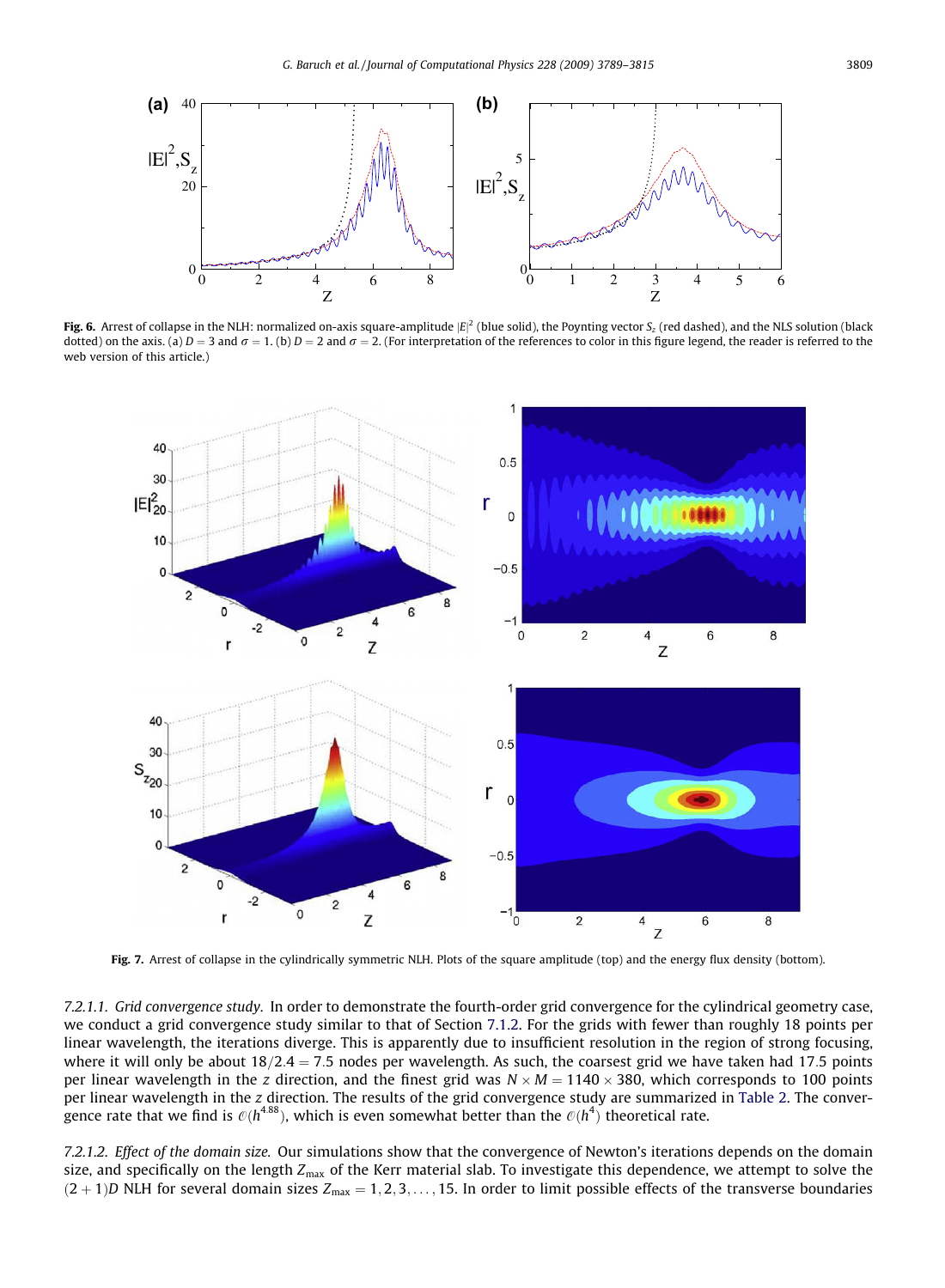**Fig. 6.** Arrest of collapse in the NLH: normalized on-axis square-amplitude $|E|^2$ (blue solid), the Poynting vector $S_z$ (red dashed), and the NLS solution (black dotted) on the axis. (a) $D = 3$ and $\sigma = 1$. (b) $D = 2$ and $\sigma = 2$. (For interpretation of the references to color in this figure legend, the reader is referred to the web version of this article.)

**Fig. 7.** Arrest of collapse in the cylindrically symmetric NLH. Plots of the square amplitude (top) and the energy flux density (bottom).

*7.2.1.1. Grid convergence study.* In order to demonstrate the fourth-order grid convergence for the cylindrical geometry case, we conduct a grid convergence study similar to that of Section 7.1.2. For the grids with fewer than roughly 18 points per linear wavelength, the iterations diverge. This is apparently due to insufficient resolution in the region of strong focusing, where it will only be about $18/2.4 = 7.5$ nodes per wavelength. As such, the coarsest grid we have taken had 17.5 points per linear wavelength in the $z$ direction, and the finest grid was $N \times M = 1140 \times 380$, which corresponds to 100 points per linear wavelength in the $z$ direction. The results of the grid convergence study are summarized in Table 2. The convergence rate that we find is $\mathcal{O}(h^{4.88})$, which is even somewhat better than the $\mathcal{O}(h^4)$ theoretical rate.

*7.2.1.2. Effect of the domain size.* Our simulations show that the convergence of Newton's iterations depends on the domain size, and specifically on the length $Z_{\max}$ of the Kerr material slab. To investigate this dependence, we attempt to solve the $(2+1)D$ NLH for several domain sizes $Z_{\max} = 1, 2, 3, \ldots, 15$. In order to limit possible effects of the transverse boundaries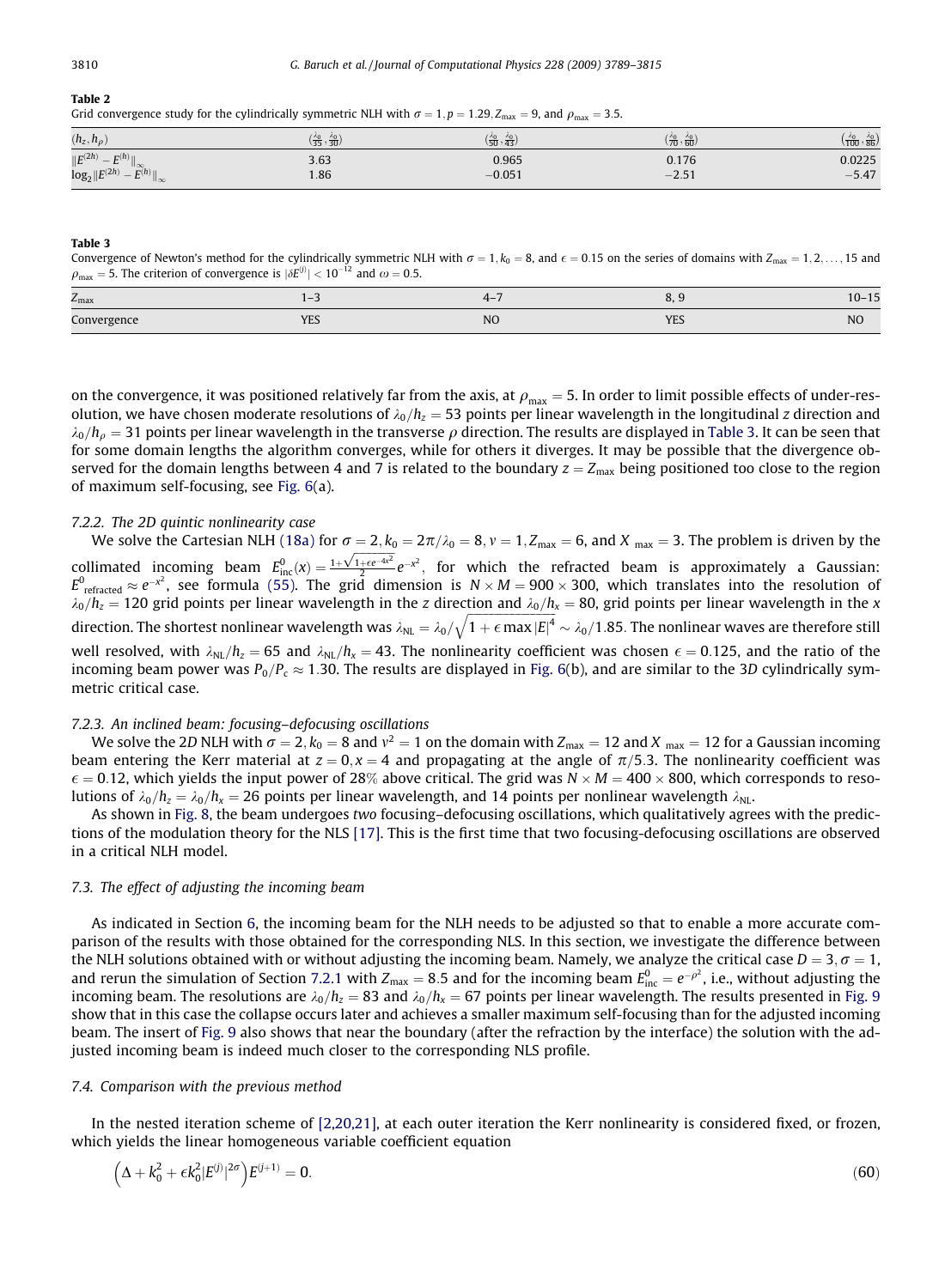**Table 2**
Grid convergence study for the cylindrically symmetric NLH with $\sigma = 1, p = 1.29, Z_{\max} = 9$, and $\rho_{\max} = 3.5$.

| $(h_z, h_\rho)$ | $(\frac{\lambda_0}{35}, \frac{\lambda_0}{30})$ | $(\frac{\lambda_0}{50}, \frac{\lambda_0}{43})$ | $(\frac{\lambda_0}{70}, \frac{\lambda_0}{60})$ | $(\frac{\lambda_0}{100}, \frac{\lambda_0}{86})$ |
|---|---|---|---|---|
| $\lVert E^{(2h)} - E^{(h)} \rVert_\infty$ | 3.63 | 0.965 | 0.176 | 0.0225 |
| $\log_2 \lVert E^{(2h)} - E^{(h)} \rVert_\infty$ | 1.86 | −0.051 | −2.51 | −5.47 |

**Table 3**
Convergence of Newton's method for the cylindrically symmetric NLH with $\sigma = 1, k_0 = 8$, and $\epsilon = 0.15$ on the series of domains with $Z_{\max} = 1, 2, \ldots, 15$ and $\rho_{\max} = 5$. The criterion of convergence is $|\delta E^{(j)}| < 10^{-12}$ and $\omega = 0.5$.

| $Z_{\max}$ | 1–3 | 4–7 | 8, 9 | 10–15 |
|---|---|---|---|---|
| Convergence | YES | NO | YES | NO |

on the convergence, it was positioned relatively far from the axis, at $\rho_{\max} = 5$. In order to limit possible effects of under-resolution, we have chosen moderate resolutions of $\lambda_0/h_z = 53$ points per linear wavelength in the longitudinal $z$ direction and $\lambda_0/h_\rho = 31$ points per linear wavelength in the transverse $\rho$ direction. The results are displayed in Table 3. It can be seen that for some domain lengths the algorithm converges, while for others it diverges. It may be possible that the divergence observed for the domain lengths between 4 and 7 is related to the boundary $z = Z_{\max}$ being positioned too close to the region of maximum self-focusing, see Fig. 6(a).

#### 7.2.2. The 2D quintic nonlinearity case

We solve the Cartesian NLH (18a) for $\sigma = 2, k_0 = 2\pi/\lambda_0 = 8, \nu = 1, Z_{\max} = 6$, and $X_{\max} = 3$. The problem is driven by the collimated incoming beam $E^0_{\text{inc}}(x) = \frac{1+\sqrt{1+\epsilon e^{-4x^2}}}{2} e^{-x^2}$, for which the refracted beam is approximately a Gaussian: $E^0_{\text{refracted}} \approx e^{-x^2}$, see formula (55). The grid dimension is $N \times M = 900 \times 300$, which translates into the resolution of $\lambda_0/h_z = 120$ grid points per linear wavelength in the $z$ direction and $\lambda_0/h_x = 80$, grid points per linear wavelength in the $x$ direction. The shortest nonlinear wavelength was $\lambda_{\text{NL}} = \lambda_0/\sqrt{1 + \epsilon \max|E|^4} \sim \lambda_0/1.85$. The nonlinear waves are therefore still well resolved, with $\lambda_{\text{NL}}/h_z = 65$ and $\lambda_{\text{NL}}/h_x = 43$. The nonlinearity coefficient was chosen $\epsilon = 0.125$, and the ratio of the incoming beam power was $P_0/P_c \approx 1.30$. The results are displayed in Fig. 6(b), and are similar to the 3D cylindrically symmetric critical case.

#### 7.2.3. An inclined beam: focusing–defocusing oscillations

We solve the 2D NLH with $\sigma = 2, k_0 = 8$ and $\nu^2 = 1$ on the domain with $Z_{\max} = 12$ and $X_{\max} = 12$ for a Gaussian incoming beam entering the Kerr material at $z = 0, x = 4$ and propagating at the angle of $\pi/5.3$. The nonlinearity coefficient was $\epsilon = 0.12$, which yields the input power of 28% above critical. The grid was $N \times M = 400 \times 800$, which corresponds to resolutions of $\lambda_0/h_z = \lambda_0/h_x = 26$ points per linear wavelength, and 14 points per nonlinear wavelength $\lambda_{\text{NL}}$.

As shown in Fig. 8, the beam undergoes *two* focusing–defocusing oscillations, which qualitatively agrees with the predictions of the modulation theory for the NLS [17]. This is the first time that two focusing-defocusing oscillations are observed in a critical NLH model.

### 7.3. The effect of adjusting the incoming beam

As indicated in Section 6, the incoming beam for the NLH needs to be adjusted so that to enable a more accurate comparison of the results with those obtained for the corresponding NLS. In this section, we investigate the difference between the NLH solutions obtained with or without adjusting the incoming beam. Namely, we analyze the critical case $D = 3, \sigma = 1$, and rerun the simulation of Section 7.2.1 with $Z_{\max} = 8.5$ and for the incoming beam $E^0_{\text{inc}} = e^{-\rho^2}$, i.e., without adjusting the incoming beam. The resolutions are $\lambda_0/h_z = 83$ and $\lambda_0/h_x = 67$ points per linear wavelength. The results presented in Fig. 9 show that in this case the collapse occurs later and achieves a smaller maximum self-focusing than for the adjusted incoming beam. The insert of Fig. 9 also shows that near the boundary (after the refraction by the interface) the solution with the adjusted incoming beam is indeed much closer to the corresponding NLS profile.

### 7.4. Comparison with the previous method

In the nested iteration scheme of [2,20,21], at each outer iteration the Kerr nonlinearity is considered fixed, or frozen, which yields the linear homogeneous variable coefficient equation

$$\left(\Delta + k_0^2 + \epsilon k_0^2 |E^{(j)}|^{2\sigma}\right) E^{(j+1)} = 0. \tag{60}$$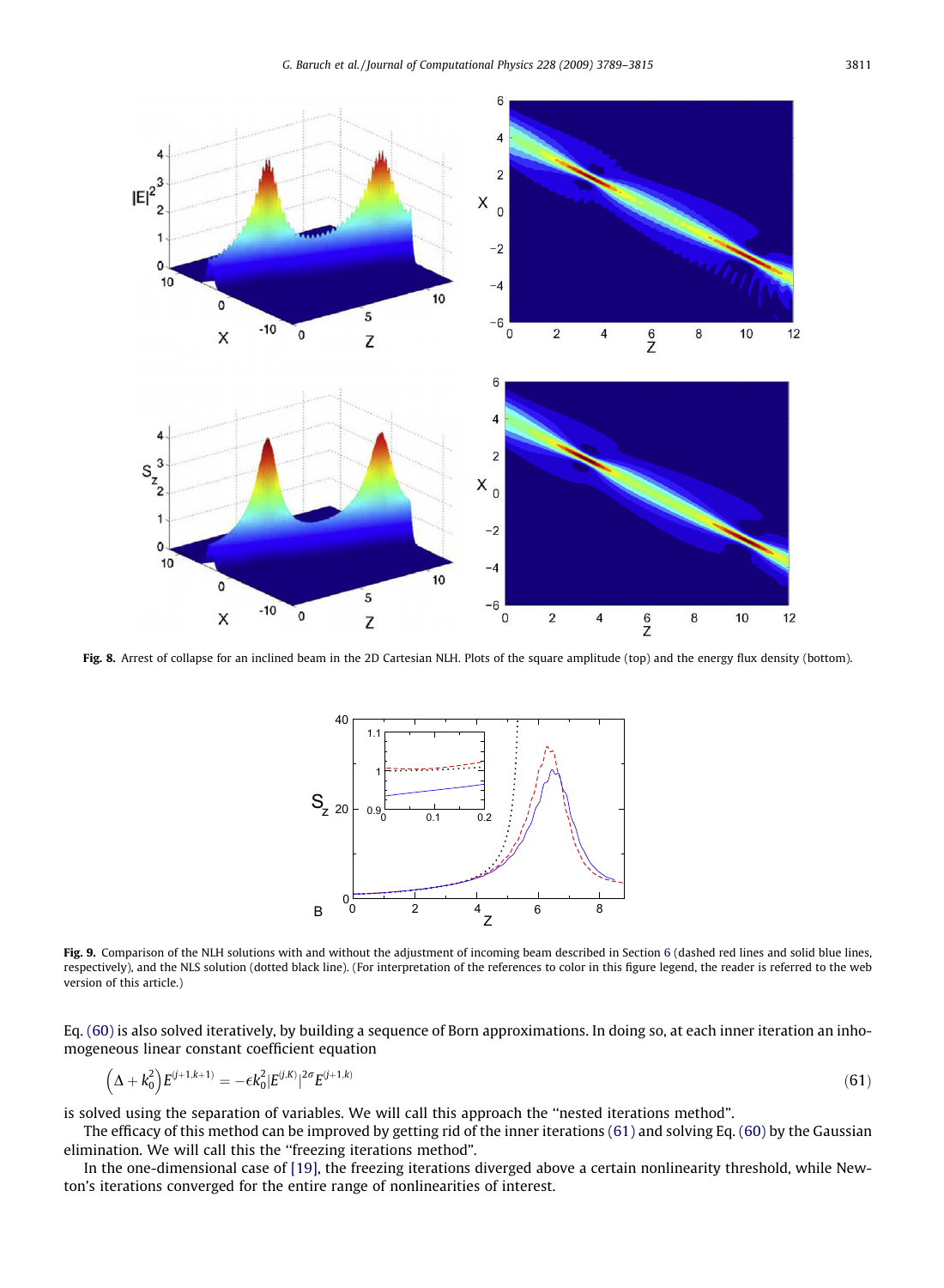**Fig. 8.** Arrest of collapse for an inclined beam in the 2D Cartesian NLH. Plots of the square amplitude (top) and the energy flux density (bottom).

**Fig. 9.** Comparison of the NLH solutions with and without the adjustment of incoming beam described in Section 6 (dashed red lines and solid blue lines, respectively), and the NLS solution (dotted black line). (For interpretation of the references to color in this figure legend, the reader is referred to the web version of this article.)

Eq. (60) is also solved iteratively, by building a sequence of Born approximations. In doing so, at each inner iteration an inhomogeneous linear constant coefficient equation

$$\left(\Delta + k_0^2\right)E^{(j+1,k+1)} = -\epsilon k_0^2 |E^{(j,K)}|^{2\sigma} E^{(j+1,k)} \tag{61}$$

is solved using the separation of variables. We will call this approach the "nested iterations method".

The efficacy of this method can be improved by getting rid of the inner iterations (61) and solving Eq. (60) by the Gaussian elimination. We will call this the "freezing iterations method".

In the one-dimensional case of [19], the freezing iterations diverged above a certain nonlinearity threshold, while Newton's iterations converged for the entire range of nonlinearities of interest.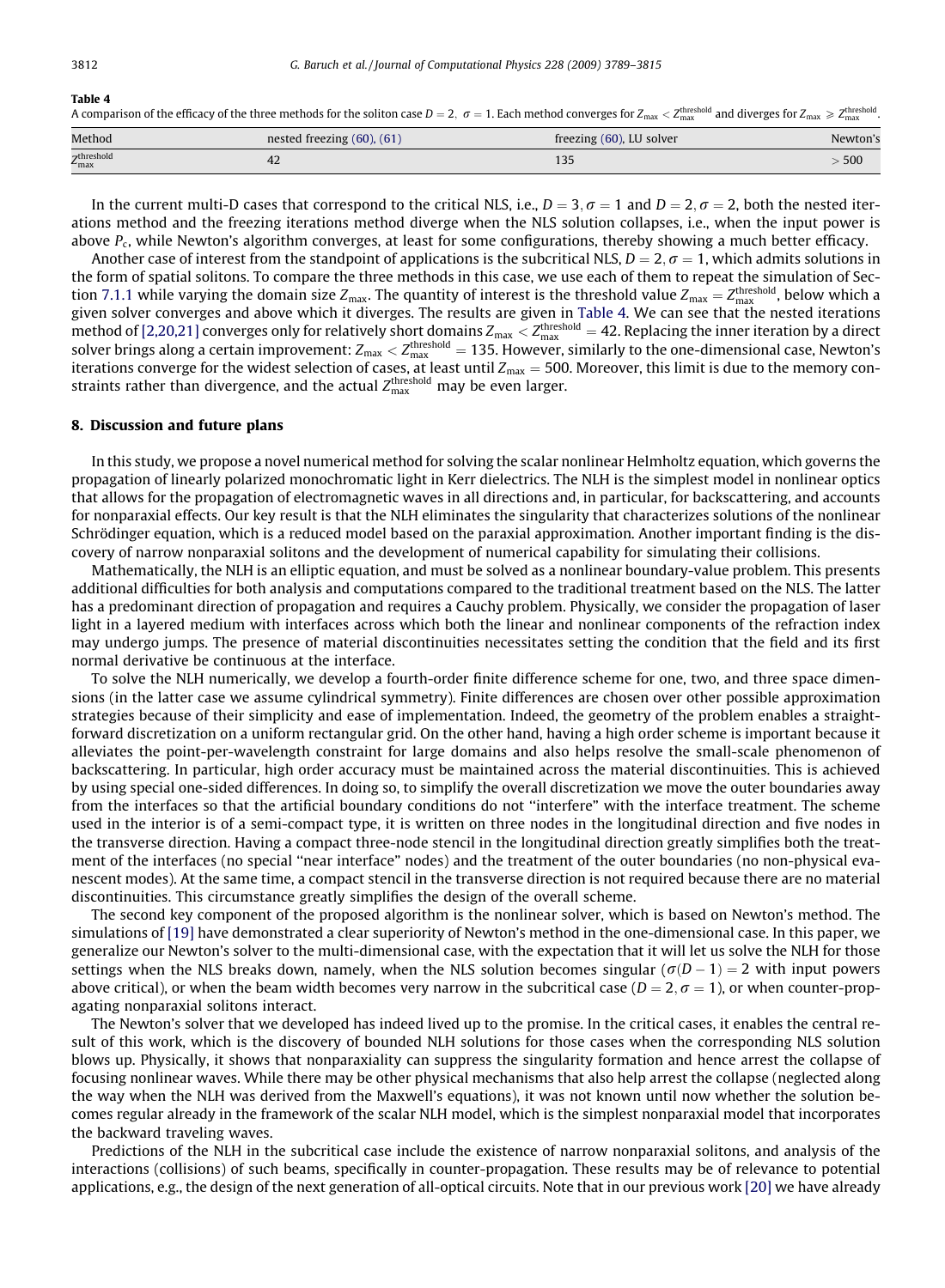**Table 4**

A comparison of the efficacy of the three methods for the soliton case $D = 2,\ \sigma = 1$. Each method converges for $Z_{\max} < Z_{\max}^{\text{threshold}}$ and diverges for $Z_{\max} \geqslant Z_{\max}^{\text{threshold}}$.

| Method | nested freezing (60), (61) | freezing (60), LU solver | Newton's |
|---|---|---|---|
| $Z_{\max}^{\text{threshold}}$ | 42 | 135 | $> 500$ |

In the current multi-D cases that correspond to the critical NLS, i.e., $D = 3, \sigma = 1$ and $D = 2, \sigma = 2$, both the nested iterations method and the freezing iterations method diverge when the NLS solution collapses, i.e., when the input power is above $P_c$, while Newton's algorithm converges, at least for some configurations, thereby showing a much better efficacy.

Another case of interest from the standpoint of applications is the subcritical NLS, $D = 2, \sigma = 1$, which admits solutions in the form of spatial solitons. To compare the three methods in this case, we use each of them to repeat the simulation of Section 7.1.1 while varying the domain size $Z_{\max}$. The quantity of interest is the threshold value $Z_{\max} = Z_{\max}^{\text{threshold}}$, below which a given solver converges and above which it diverges. The results are given in Table 4. We can see that the nested iterations method of [2,20,21] converges only for relatively short domains $Z_{\max} < Z_{\max}^{\text{threshold}} = 42$. Replacing the inner iteration by a direct solver brings along a certain improvement: $Z_{\max} < Z_{\max}^{\text{threshold}} = 135$. However, similarly to the one-dimensional case, Newton's iterations converge for the widest selection of cases, at least until $Z_{\max} = 500$. Moreover, this limit is due to the memory constraints rather than divergence, and the actual $Z_{\max}^{\text{threshold}}$ may be even larger.

## 8. Discussion and future plans

In this study, we propose a novel numerical method for solving the scalar nonlinear Helmholtz equation, which governs the propagation of linearly polarized monochromatic light in Kerr dielectrics. The NLH is the simplest model in nonlinear optics that allows for the propagation of electromagnetic waves in all directions and, in particular, for backscattering, and accounts for nonparaxial effects. Our key result is that the NLH eliminates the singularity that characterizes solutions of the nonlinear Schrödinger equation, which is a reduced model based on the paraxial approximation. Another important finding is the discovery of narrow nonparaxial solitons and the development of numerical capability for simulating their collisions.

Mathematically, the NLH is an elliptic equation, and must be solved as a nonlinear boundary-value problem. This presents additional difficulties for both analysis and computations compared to the traditional treatment based on the NLS. The latter has a predominant direction of propagation and requires a Cauchy problem. Physically, we consider the propagation of laser light in a layered medium with interfaces across which both the linear and nonlinear components of the refraction index may undergo jumps. The presence of material discontinuities necessitates setting the condition that the field and its first normal derivative be continuous at the interface.

To solve the NLH numerically, we develop a fourth-order finite difference scheme for one, two, and three space dimensions (in the latter case we assume cylindrical symmetry). Finite differences are chosen over other possible approximation strategies because of their simplicity and ease of implementation. Indeed, the geometry of the problem enables a straightforward discretization on a uniform rectangular grid. On the other hand, having a high order scheme is important because it alleviates the point-per-wavelength constraint for large domains and also helps resolve the small-scale phenomenon of backscattering. In particular, high order accuracy must be maintained across the material discontinuities. This is achieved by using special one-sided differences. In doing so, to simplify the overall discretization we move the outer boundaries away from the interfaces so that the artificial boundary conditions do not "interfere" with the interface treatment. The scheme used in the interior is of a semi-compact type, it is written on three nodes in the longitudinal direction and five nodes in the transverse direction. Having a compact three-node stencil in the longitudinal direction greatly simplifies both the treatment of the interfaces (no special "near interface" nodes) and the treatment of the outer boundaries (no non-physical evanescent modes). At the same time, a compact stencil in the transverse direction is not required because there are no material discontinuities. This circumstance greatly simplifies the design of the overall scheme.

The second key component of the proposed algorithm is the nonlinear solver, which is based on Newton's method. The simulations of [19] have demonstrated a clear superiority of Newton's method in the one-dimensional case. In this paper, we generalize our Newton's solver to the multi-dimensional case, with the expectation that it will let us solve the NLH for those settings when the NLS breaks down, namely, when the NLS solution becomes singular ($\sigma(D-1) = 2$ with input powers above critical), or when the beam width becomes very narrow in the subcritical case ($D = 2, \sigma = 1$), or when counter-propagating nonparaxial solitons interact.

The Newton's solver that we developed has indeed lived up to the promise. In the critical cases, it enables the central result of this work, which is the discovery of bounded NLH solutions for those cases when the corresponding NLS solution blows up. Physically, it shows that nonparaxiality can suppress the singularity formation and hence arrest the collapse of focusing nonlinear waves. While there may be other physical mechanisms that also help arrest the collapse (neglected along the way when the NLH was derived from the Maxwell's equations), it was not known until now whether the solution becomes regular already in the framework of the scalar NLH model, which is the simplest nonparaxial model that incorporates the backward traveling waves.

Predictions of the NLH in the subcritical case include the existence of narrow nonparaxial solitons, and analysis of the interactions (collisions) of such beams, specifically in counter-propagation. These results may be of relevance to potential applications, e.g., the design of the next generation of all-optical circuits. Note that in our previous work [20] we have already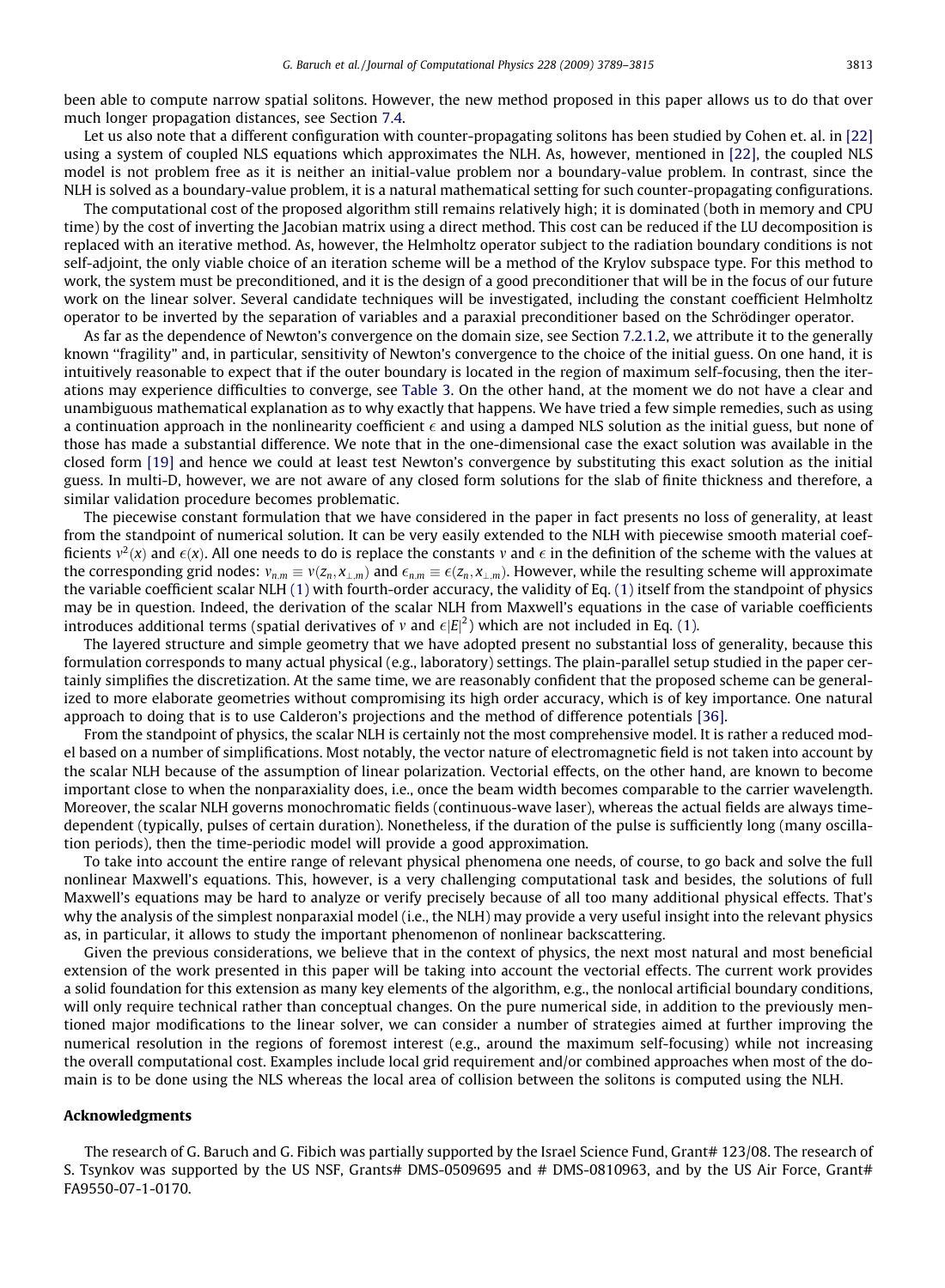been able to compute narrow spatial solitons. However, the new method proposed in this paper allows us to do that over much longer propagation distances, see Section 7.4.

Let us also note that a different configuration with counter-propagating solitons has been studied by Cohen et. al. in [22] using a system of coupled NLS equations which approximates the NLH. As, however, mentioned in [22], the coupled NLS model is not problem free as it is neither an initial-value problem nor a boundary-value problem. In contrast, since the NLH is solved as a boundary-value problem, it is a natural mathematical setting for such counter-propagating configurations.

The computational cost of the proposed algorithm still remains relatively high; it is dominated (both in memory and CPU time) by the cost of inverting the Jacobian matrix using a direct method. This cost can be reduced if the LU decomposition is replaced with an iterative method. As, however, the Helmholtz operator subject to the radiation boundary conditions is not self-adjoint, the only viable choice of an iteration scheme will be a method of the Krylov subspace type. For this method to work, the system must be preconditioned, and it is the design of a good preconditioner that will be in the focus of our future work on the linear solver. Several candidate techniques will be investigated, including the constant coefficient Helmholtz operator to be inverted by the separation of variables and a paraxial preconditioner based on the Schrödinger operator.

As far as the dependence of Newton's convergence on the domain size, see Section 7.2.1.2, we attribute it to the generally known "fragility" and, in particular, sensitivity of Newton's convergence to the choice of the initial guess. On one hand, it is intuitively reasonable to expect that if the outer boundary is located in the region of maximum self-focusing, then the iterations may experience difficulties to converge, see Table 3. On the other hand, at the moment we do not have a clear and unambiguous mathematical explanation as to why exactly that happens. We have tried a few simple remedies, such as using a continuation approach in the nonlinearity coefficient $\epsilon$ and using a damped NLS solution as the initial guess, but none of those has made a substantial difference. We note that in the one-dimensional case the exact solution was available in the closed form [19] and hence we could at least test Newton's convergence by substituting this exact solution as the initial guess. In multi-D, however, we are not aware of any closed form solutions for the slab of finite thickness and therefore, a similar validation procedure becomes problematic.

The piecewise constant formulation that we have considered in the paper in fact presents no loss of generality, at least from the standpoint of numerical solution. It can be very easily extended to the NLH with piecewise smooth material coefficients $\nu^2(x)$ and $\epsilon(x)$. All one needs to do is replace the constants $\nu$ and $\epsilon$ in the definition of the scheme with the values at the corresponding grid nodes: $\nu_{n,m} \equiv \nu(z_n, x_{\perp,m})$ and $\epsilon_{n,m} \equiv \epsilon(z_n, x_{\perp,m})$. However, while the resulting scheme will approximate the variable coefficient scalar NLH (1) with fourth-order accuracy, the validity of Eq. (1) itself from the standpoint of physics may be in question. Indeed, the derivation of the scalar NLH from Maxwell's equations in the case of variable coefficients introduces additional terms (spatial derivatives of $\nu$ and $\epsilon|E|^2$) which are not included in Eq. (1).

The layered structure and simple geometry that we have adopted present no substantial loss of generality, because this formulation corresponds to many actual physical (e.g., laboratory) settings. The plain-parallel setup studied in the paper certainly simplifies the discretization. At the same time, we are reasonably confident that the proposed scheme can be generalized to more elaborate geometries without compromising its high order accuracy, which is of key importance. One natural approach to doing that is to use Calderon's projections and the method of difference potentials [36].

From the standpoint of physics, the scalar NLH is certainly not the most comprehensive model. It is rather a reduced model based on a number of simplifications. Most notably, the vector nature of electromagnetic field is not taken into account by the scalar NLH because of the assumption of linear polarization. Vectorial effects, on the other hand, are known to become important close to when the nonparaxiality does, i.e., once the beam width becomes comparable to the carrier wavelength. Moreover, the scalar NLH governs monochromatic fields (continuous-wave laser), whereas the actual fields are always time-dependent (typically, pulses of certain duration). Nonetheless, if the duration of the pulse is sufficiently long (many oscillation periods), then the time-periodic model will provide a good approximation.

To take into account the entire range of relevant physical phenomena one needs, of course, to go back and solve the full nonlinear Maxwell's equations. This, however, is a very challenging computational task and besides, the solutions of full Maxwell's equations may be hard to analyze or verify precisely because of all too many additional physical effects. That's why the analysis of the simplest nonparaxial model (i.e., the NLH) may provide a very useful insight into the relevant physics as, in particular, it allows to study the important phenomenon of nonlinear backscattering.

Given the previous considerations, we believe that in the context of physics, the next most natural and most beneficial extension of the work presented in this paper will be taking into account the vectorial effects. The current work provides a solid foundation for this extension as many key elements of the algorithm, e.g., the nonlocal artificial boundary conditions, will only require technical rather than conceptual changes. On the pure numerical side, in addition to the previously mentioned major modifications to the linear solver, we can consider a number of strategies aimed at further improving the numerical resolution in the regions of foremost interest (e.g., around the maximum self-focusing) while not increasing the overall computational cost. Examples include local grid requirement and/or combined approaches when most of the domain is to be done using the NLS whereas the local area of collision between the solitons is computed using the NLH.

## Acknowledgments

The research of G. Baruch and G. Fibich was partially supported by the Israel Science Fund, Grant# 123/08. The research of S. Tsynkov was supported by the US NSF, Grants# DMS-0509695 and # DMS-0810963, and by the US Air Force, Grant# FA9550-07-1-0170.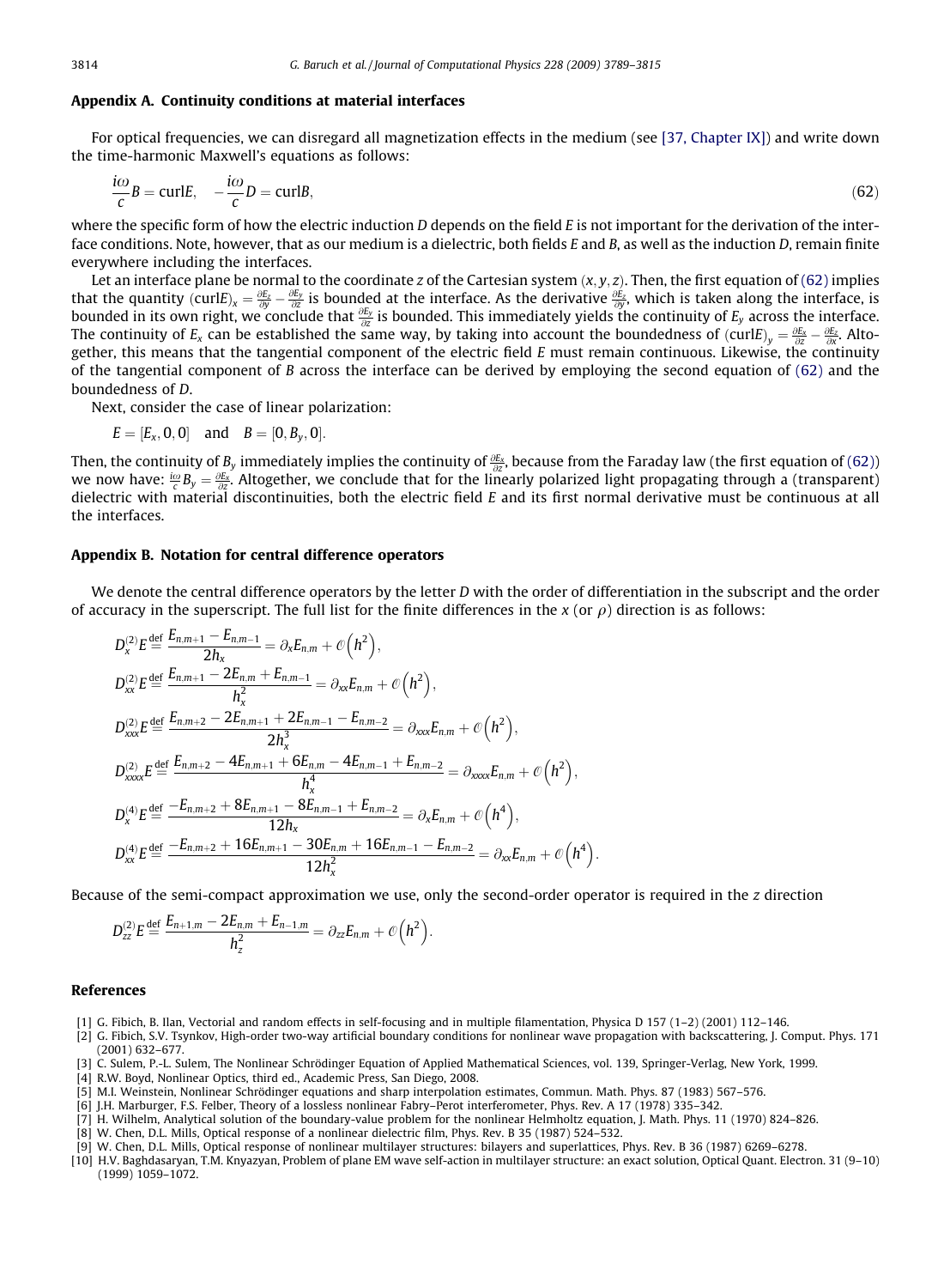## Appendix A. Continuity conditions at material interfaces

For optical frequencies, we can disregard all magnetization effects in the medium (see [37, Chapter IX]) and write down the time-harmonic Maxwell's equations as follows:

$$\frac{i\omega}{c}B = \text{curl}E, \quad -\frac{i\omega}{c}D = \text{curl}B, \tag{62}$$

where the specific form of how the electric induction $D$ depends on the field $E$ is not important for the derivation of the interface conditions. Note, however, that as our medium is a dielectric, both fields $E$ and $B$, as well as the induction $D$, remain finite everywhere including the interfaces.

Let an interface plane be normal to the coordinate $z$ of the Cartesian system $(x, y, z)$. Then, the first equation of (62) implies that the quantity $(\text{curl}E)_x = \frac{\partial E_z}{\partial y} - \frac{\partial E_y}{\partial z}$ is bounded at the interface. As the derivative $\frac{\partial E_z}{\partial y}$, which is taken along the interface, is bounded in its own right, we conclude that $\frac{\partial E_y}{\partial z}$ is bounded. This immediately yields the continuity of $E_y$ across the interface. The continuity of $E_x$ can be established the same way, by taking into account the boundedness of $(\text{curl}E)_y = \frac{\partial E_x}{\partial z} - \frac{\partial E_z}{\partial x}$. Altogether, this means that the tangential component of the electric field $E$ must remain continuous. Likewise, the continuity of the tangential component of $B$ across the interface can be derived by employing the second equation of (62) and the boundedness of $D$.

Next, consider the case of linear polarization:

$$E = [E_x, 0, 0] \quad \text{and} \quad B = [0, B_y, 0].$$

Then, the continuity of $B_y$ immediately implies the continuity of $\frac{\partial E_x}{\partial z}$, because from the Faraday law (the first equation of (62)) we now have: $\frac{i\omega}{c}B_y = \frac{\partial E_x}{\partial z}$. Altogether, we conclude that for the linearly polarized light propagating through a (transparent) dielectric with material discontinuities, both the electric field $E$ and its first normal derivative must be continuous at all the interfaces.

## Appendix B. Notation for central difference operators

We denote the central difference operators by the letter $D$ with the order of differentiation in the subscript and the order of accuracy in the superscript. The full list for the finite differences in the $x$ (or $\rho$) direction is as follows:

$$D_x^{(2)}E \stackrel{\text{def}}{=} \frac{E_{n,m+1} - E_{n,m-1}}{2h_x} = \partial_x E_{n,m} + \mathcal{O}\left(h^2\right),$$

$$D_{xx}^{(2)}E \stackrel{\text{def}}{=} \frac{E_{n,m+1} - 2E_{n,m} + E_{n,m-1}}{h_x^2} = \partial_{xx} E_{n,m} + \mathcal{O}\left(h^2\right),$$

$$D_{xxx}^{(2)}E \stackrel{\text{def}}{=} \frac{E_{n,m+2} - 2E_{n,m+1} + 2E_{n,m-1} - E_{n,m-2}}{2h_x^3} = \partial_{xxx} E_{n,m} + \mathcal{O}\left(h^2\right),$$

$$D_{xxxx}^{(2)}E \stackrel{\text{def}}{=} \frac{E_{n,m+2} - 4E_{n,m+1} + 6E_{n,m} - 4E_{n,m-1} + E_{n,m-2}}{h_x^4} = \partial_{xxxx} E_{n,m} + \mathcal{O}\left(h^2\right),$$

$$D_x^{(4)}E \stackrel{\text{def}}{=} \frac{-E_{n,m+2} + 8E_{n,m+1} - 8E_{n,m-1} + E_{n,m-2}}{12h_x} = \partial_x E_{n,m} + \mathcal{O}\left(h^4\right),$$

$$D_{xx}^{(4)}E \stackrel{\text{def}}{=} \frac{-E_{n,m+2} + 16E_{n,m+1} - 30E_{n,m} + 16E_{n,m-1} - E_{n,m-2}}{12h_x^2} = \partial_{xx} E_{n,m} + \mathcal{O}\left(h^4\right).$$

Because of the semi-compact approximation we use, only the second-order operator is required in the $z$ direction

$$D_{zz}^{(2)}E \stackrel{\text{def}}{=} \frac{E_{n+1,m} - 2E_{n,m} + E_{n-1,m}}{h_z^2} = \partial_{zz} E_{n,m} + \mathcal{O}\left(h^2\right).$$

## References

[1] G. Fibich, B. Ilan, Vectorial and random effects in self-focusing and in multiple filamentation, Physica D 157 (1–2) (2001) 112–146.

[2] G. Fibich, S.V. Tsynkov, High-order two-way artificial boundary conditions for nonlinear wave propagation with backscattering, J. Comput. Phys. 171 (2001) 632–677.

[3] C. Sulem, P.-L. Sulem, The Nonlinear Schrödinger Equation of Applied Mathematical Sciences, vol. 139, Springer-Verlag, New York, 1999.

[4] R.W. Boyd, Nonlinear Optics, third ed., Academic Press, San Diego, 2008.

[5] M.I. Weinstein, Nonlinear Schrödinger equations and sharp interpolation estimates, Commun. Math. Phys. 87 (1983) 567–576.

[6] J.H. Marburger, F.S. Felber, Theory of a lossless nonlinear Fabry–Perot interferometer, Phys. Rev. A 17 (1978) 335–342.

[7] H. Wilhelm, Analytical solution of the boundary-value problem for the nonlinear Helmholtz equation, J. Math. Phys. 11 (1970) 824–826.

[8] W. Chen, D.L. Mills, Optical response of a nonlinear dielectric film, Phys. Rev. B 35 (1987) 524–532.

[9] W. Chen, D.L. Mills, Optical response of nonlinear multilayer structures: bilayers and superlattices, Phys. Rev. B 36 (1987) 6269–6278.

[10] H.V. Baghdasaryan, T.M. Knyazyan, Problem of plane EM wave self-action in multilayer structure: an exact solution, Optical Quant. Electron. 31 (9–10) (1999) 1059–1072.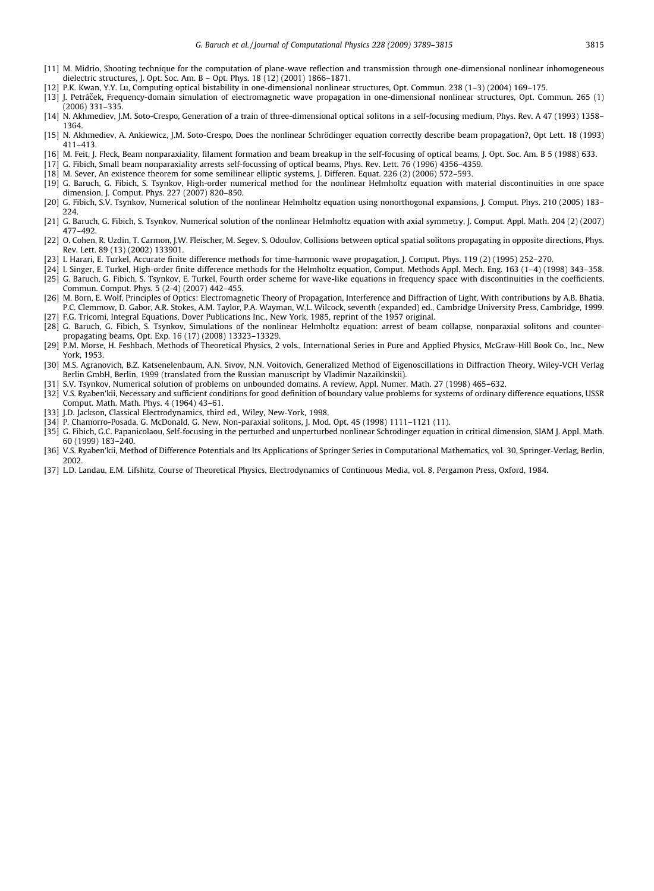[11] M. Midrio, Shooting technique for the computation of plane-wave reflection and transmission through one-dimensional nonlinear inhomogeneous dielectric structures, J. Opt. Soc. Am. B – Opt. Phys. 18 (12) (2001) 1866–1871.

[12] P.K. Kwan, Y.Y. Lu, Computing optical bistability in one-dimensional nonlinear structures, Opt. Commun. 238 (1–3) (2004) 169–175.

[13] J. Petráček, Frequency-domain simulation of electromagnetic wave propagation in one-dimensional nonlinear structures, Opt. Commun. 265 (1) (2006) 331–335.

[14] N. Akhmediev, J.M. Soto-Crespo, Generation of a train of three-dimensional optical solitons in a self-focusing medium, Phys. Rev. A 47 (1993) 1358–1364.

[15] N. Akhmediev, A. Ankiewicz, J.M. Soto-Crespo, Does the nonlinear Schrödinger equation correctly describe beam propagation?, Opt Lett. 18 (1993) 411–413.

[16] M. Feit, J. Fleck, Beam nonparaxiality, filament formation and beam breakup in the self-focusing of optical beams, J. Opt. Soc. Am. B 5 (1988) 633.

[17] G. Fibich, Small beam nonparaxiality arrests self-focussing of optical beams, Phys. Rev. Lett. 76 (1996) 4356–4359.

[18] M. Sever, An existence theorem for some semilinear elliptic systems, J. Differen. Equat. 226 (2) (2006) 572–593.

[19] G. Baruch, G. Fibich, S. Tsynkov, High-order numerical method for the nonlinear Helmholtz equation with material discontinuities in one space dimension, J. Comput. Phys. 227 (2007) 820–850.

[20] G. Fibich, S.V. Tsynkov, Numerical solution of the nonlinear Helmholtz equation using nonorthogonal expansions, J. Comput. Phys. 210 (2005) 183–224.

[21] G. Baruch, G. Fibich, S. Tsynkov, Numerical solution of the nonlinear Helmholtz equation with axial symmetry, J. Comput. Appl. Math. 204 (2) (2007) 477–492.

[22] O. Cohen, R. Uzdin, T. Carmon, J.W. Fleischer, M. Segev, S. Odoulov, Collisions between optical spatial solitons propagating in opposite directions, Phys. Rev. Lett. 89 (13) (2002) 133901.

[23] I. Harari, E. Turkel, Accurate finite difference methods for time-harmonic wave propagation, J. Comput. Phys. 119 (2) (1995) 252–270.

[24] I. Singer, E. Turkel, High-order finite difference methods for the Helmholtz equation, Comput. Methods Appl. Mech. Eng. 163 (1–4) (1998) 343–358.

[25] G. Baruch, G. Fibich, S. Tsynkov, E. Turkel, Fourth order scheme for wave-like equations in frequency space with discontinuities in the coefficients, Commun. Comput. Phys. 5 (2-4) (2007) 442–455.

[26] M. Born, E. Wolf, Principles of Optics: Electromagnetic Theory of Propagation, Interference and Diffraction of Light, With contributions by A.B. Bhatia, P.C. Clemmow, D. Gabor, A.R. Stokes, A.M. Taylor, P.A. Wayman, W.L. Wilcock, seventh (expanded) ed., Cambridge University Press, Cambridge, 1999.

[27] F.G. Tricomi, Integral Equations, Dover Publications Inc., New York, 1985, reprint of the 1957 original.

[28] G. Baruch, G. Fibich, S. Tsynkov, Simulations of the nonlinear Helmholtz equation: arrest of beam collapse, nonparaxial solitons and counter-propagating beams, Opt. Exp. 16 (17) (2008) 13323–13329.

[29] P.M. Morse, H. Feshbach, Methods of Theoretical Physics, 2 vols., International Series in Pure and Applied Physics, McGraw-Hill Book Co., Inc., New York, 1953.

[30] M.S. Agranovich, B.Z. Katsenelenbaum, A.N. Sivov, N.N. Voitovich, Generalized Method of Eigenoscillations in Diffraction Theory, Wiley-VCH Verlag Berlin GmbH, Berlin, 1999 (translated from the Russian manuscript by Vladimir Nazaikinskii).

[31] S.V. Tsynkov, Numerical solution of problems on unbounded domains. A review, Appl. Numer. Math. 27 (1998) 465–632.

[32] V.S. Ryaben'kii, Necessary and sufficient conditions for good definition of boundary value problems for systems of ordinary difference equations, USSR Comput. Math. Math. Phys. 4 (1964) 43–61.

[33] J.D. Jackson, Classical Electrodynamics, third ed., Wiley, New-York, 1998.

[34] P. Chamorro-Posada, G. McDonald, G. New, Non-paraxial solitons, J. Mod. Opt. 45 (1998) 1111–1121 (11).

[35] G. Fibich, G.C. Papanicolaou, Self-focusing in the perturbed and unperturbed nonlinear Schrodinger equation in critical dimension, SIAM J. Appl. Math. 60 (1999) 183–240.

[36] V.S. Ryaben'kii, Method of Difference Potentials and Its Applications of Springer Series in Computational Mathematics, vol. 30, Springer-Verlag, Berlin, 2002.

[37] L.D. Landau, E.M. Lifshitz, Course of Theoretical Physics, Electrodynamics of Continuous Media, vol. 8, Pergamon Press, Oxford, 1984.